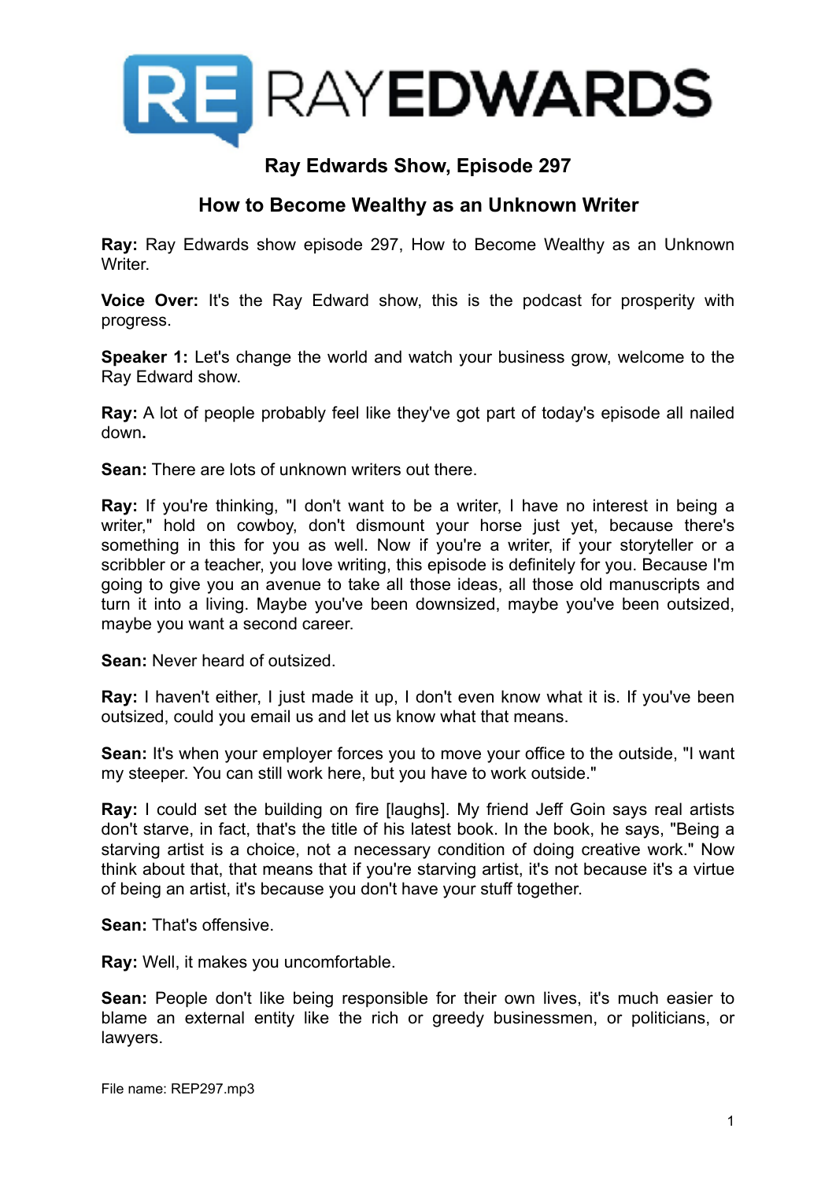# Ray Edwards Show, Episode 297

## How to Become Wealthy as an Unknown Writer

**Ray:** Ray Edwards show episode 297, How to Become Wealthy as an Unknown Writer.

**Voice Over:** It's the Ray Edward show, this is the podcast for prosperity with progress.

**Speaker 1:** Let's change the world and watch your business grow, welcome to the Ray Edward show.

**Ray:** A lot of people probably feel like they've got part of today's episode all nailed down**.**

**Sean:** There are lots of unknown writers out there.

**Ray:** If you're thinking, "I don't want to be a writer, I have no interest in being a writer," hold on cowboy, don't dismount your horse just yet, because there's something in this for you as well. Now if you're a writer, if your storyteller or a scribbler or a teacher, you love writing, this episode is definitely for you. Because I'm going to give you an avenue to take all those ideas, all those old manuscripts and turn it into a living. Maybe you've been downsized, maybe you've been outsized, maybe you want a second career.

**Sean:** Never heard of outsized.

**Ray:** I haven't either, I just made it up, I don't even know what it is. If you've been outsized, could you email us and let us know what that means.

**Sean:** It's when your employer forces you to move your office to the outside, "I want my steeper. You can still work here, but you have to work outside."

**Ray:** I could set the building on fire [laughs]. My friend Jeff Goin says real artists don't starve, in fact, that's the title of his latest book. In the book, he says, "Being a starving artist is a choice, not a necessary condition of doing creative work." Now think about that, that means that if you're starving artist, it's not because it's a virtue of being an artist, it's because you don't have your stuff together.

**Sean:** That's offensive.

**Ray:** Well, it makes you uncomfortable.

**Sean:** People don't like being responsible for their own lives, it's much easier to blame an external entity like the rich or greedy businessmen, or politicians, or lawyers.

File name: REP297.mp3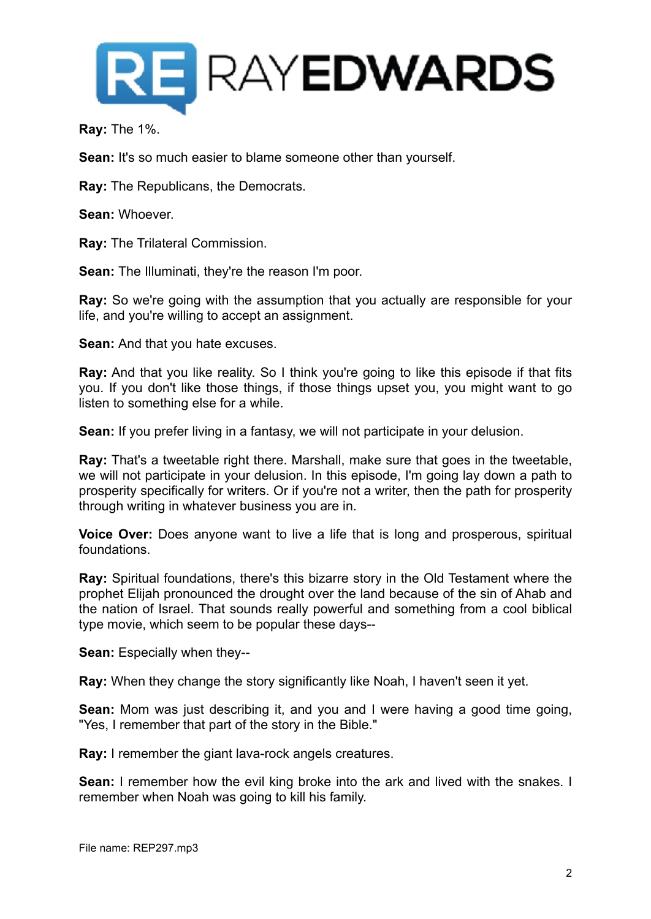**Ray:** The 1%.

**Sean:** It's so much easier to blame someone other than yourself.

**Ray:** The Republicans, the Democrats.

**Sean:** Whoever.

**Ray:** The Trilateral Commission.

**Sean:** The Illuminati, they're the reason I'm poor.

**Ray:** So we're going with the assumption that you actually are responsible for your life, and you're willing to accept an assignment.

**Sean:** And that you hate excuses.

**Ray:** And that you like reality. So I think you're going to like this episode if that fits you. If you don't like those things, if those things upset you, you might want to go listen to something else for a while.

**Sean:** If you prefer living in a fantasy, we will not participate in your delusion.

**Ray:** That's a tweetable right there. Marshall, make sure that goes in the tweetable, we will not participate in your delusion. In this episode, I'm going lay down a path to prosperity specifically for writers. Or if you're not a writer, then the path for prosperity through writing in whatever business you are in.

**Voice Over:** Does anyone want to live a life that is long and prosperous, spiritual foundations.

**Ray:** Spiritual foundations, there's this bizarre story in the Old Testament where the prophet Elijah pronounced the drought over the land because of the sin of Ahab and the nation of Israel. That sounds really powerful and something from a cool biblical type movie, which seem to be popular these days--

**Sean:** Especially when they--

**Ray:** When they change the story significantly like Noah, I haven't seen it yet.

**Sean:** Mom was just describing it, and you and I were having a good time going, "Yes, I remember that part of the story in the Bible."

**Ray:** I remember the giant lava-rock angels creatures.

**Sean:** I remember how the evil king broke into the ark and lived with the snakes. I remember when Noah was going to kill his family.

File name: REP297.mp3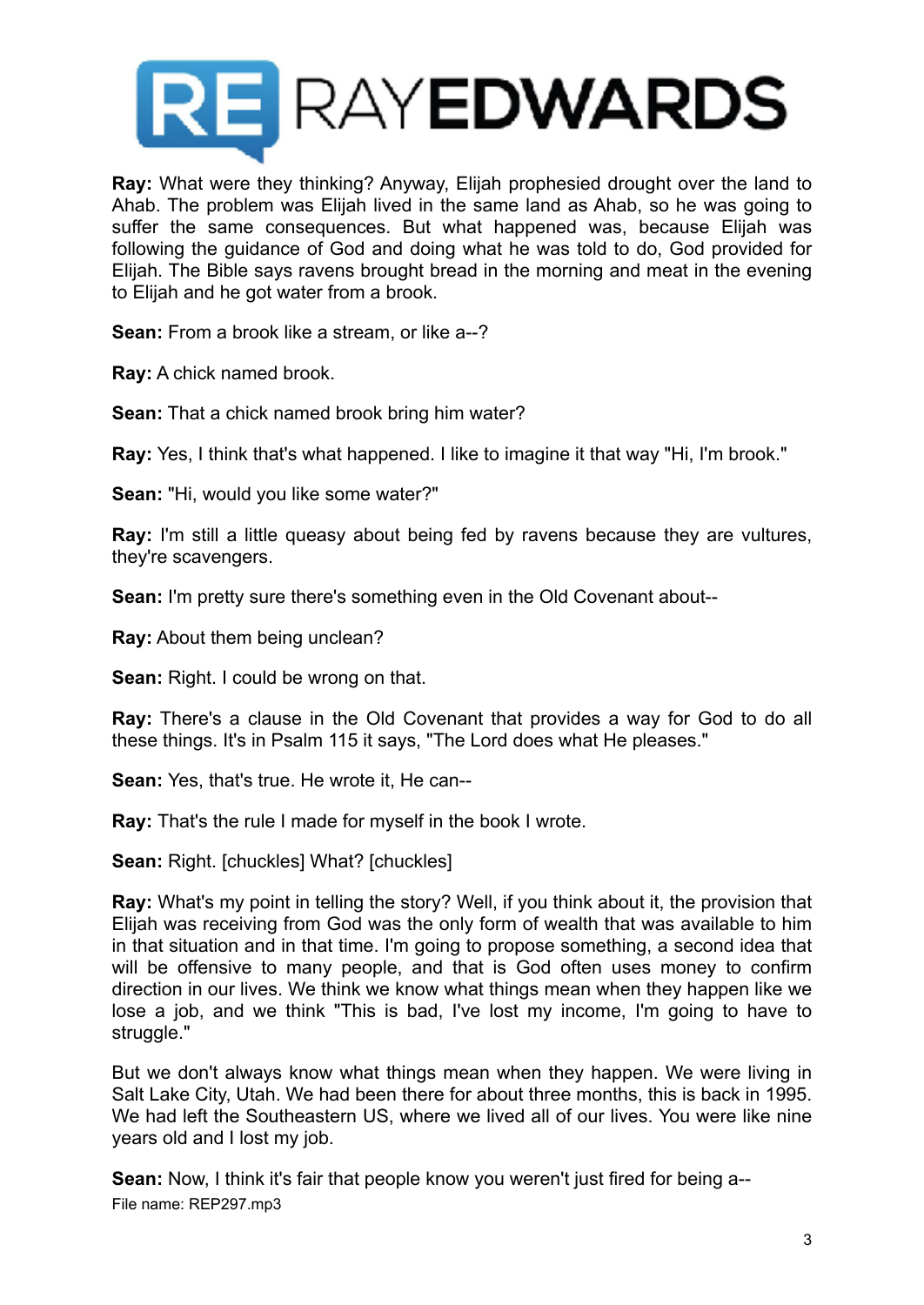**Ray:** What were they thinking? Anyway, Elijah prophesied drought over the land to Ahab. The problem was Elijah lived in the same land as Ahab, so he was going to suffer the same consequences. But what happened was, because Elijah was following the guidance of God and doing what he was told to do, God provided for Elijah. The Bible says ravens brought bread in the morning and meat in the evening to Elijah and he got water from a brook.

**Sean:** From a brook like a stream, or like a--?

**Ray:** A chick named brook.

**Sean:** That a chick named brook bring him water?

**Ray:** Yes, I think that's what happened. I like to imagine it that way "Hi, I'm brook."

**Sean:** "Hi, would you like some water?"

**Ray:** I'm still a little queasy about being fed by ravens because they are vultures, they're scavengers.

**Sean:** I'm pretty sure there's something even in the Old Covenant about--

**Ray:** About them being unclean?

**Sean:** Right. I could be wrong on that.

**Ray:** There's a clause in the Old Covenant that provides a way for God to do all these things. It's in Psalm 115 it says, "The Lord does what He pleases."

**Sean:** Yes, that's true. He wrote it, He can--

**Ray:** That's the rule I made for myself in the book I wrote.

**Sean:** Right. [chuckles] What? [chuckles]

**Ray:** What's my point in telling the story? Well, if you think about it, the provision that Elijah was receiving from God was the only form of wealth that was available to him in that situation and in that time. I'm going to propose something, a second idea that will be offensive to many people, and that is God often uses money to confirm direction in our lives. We think we know what things mean when they happen like we lose a job, and we think "This is bad, I've lost my income, I'm going to have to struggle."

But we don't always know what things mean when they happen. We were living in Salt Lake City, Utah. We had been there for about three months, this is back in 1995. We had left the Southeastern US, where we lived all of our lives. You were like nine years old and I lost my job.

**Sean:** Now, I think it's fair that people know you weren't just fired for being a--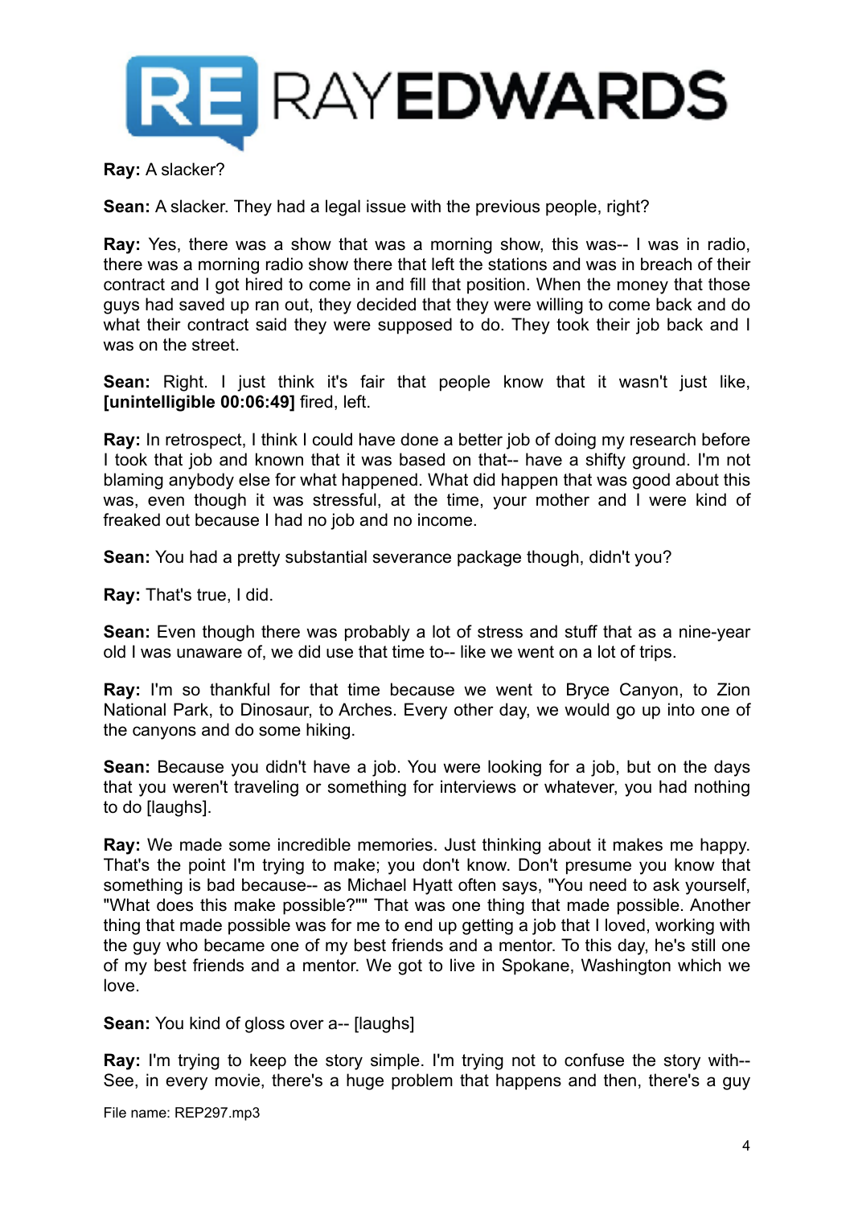**Ray:** A slacker?

**Sean:** A slacker. They had a legal issue with the previous people, right?

**Ray:** Yes, there was a show that was a morning show, this was-- I was in radio, there was a morning radio show there that left the stations and was in breach of their contract and I got hired to come in and fill that position. When the money that those guys had saved up ran out, they decided that they were willing to come back and do what their contract said they were supposed to do. They took their job back and I was on the street.

**Sean:** Right. I just think it's fair that people know that it wasn't just like, **[unintelligible 00:06:49]** fired, left.

**Ray:** In retrospect, I think I could have done a better job of doing my research before I took that job and known that it was based on that-- have a shifty ground. I'm not blaming anybody else for what happened. What did happen that was good about this was, even though it was stressful, at the time, your mother and I were kind of freaked out because I had no job and no income.

**Sean:** You had a pretty substantial severance package though, didn't you?

**Ray:** That's true, I did.

**Sean:** Even though there was probably a lot of stress and stuff that as a nine-year old I was unaware of, we did use that time to-- like we went on a lot of trips.

**Ray:** I'm so thankful for that time because we went to Bryce Canyon, to Zion National Park, to Dinosaur, to Arches. Every other day, we would go up into one of the canyons and do some hiking.

**Sean:** Because you didn't have a job. You were looking for a job, but on the days that you weren't traveling or something for interviews or whatever, you had nothing to do [laughs].

**Ray:** We made some incredible memories. Just thinking about it makes me happy. That's the point I'm trying to make; you don't know. Don't presume you know that something is bad because-- as Michael Hyatt often says, "You need to ask yourself, "What does this make possible?"" That was one thing that made possible. Another thing that made possible was for me to end up getting a job that I loved, working with the guy who became one of my best friends and a mentor. To this day, he's still one of my best friends and a mentor. We got to live in Spokane, Washington which we love.

**Sean:** You kind of gloss over a-- [laughs]

**Ray:** I'm trying to keep the story simple. I'm trying not to confuse the story with-- See, in every movie, there's a huge problem that happens and then, there's a guy

File name: REP297.mp3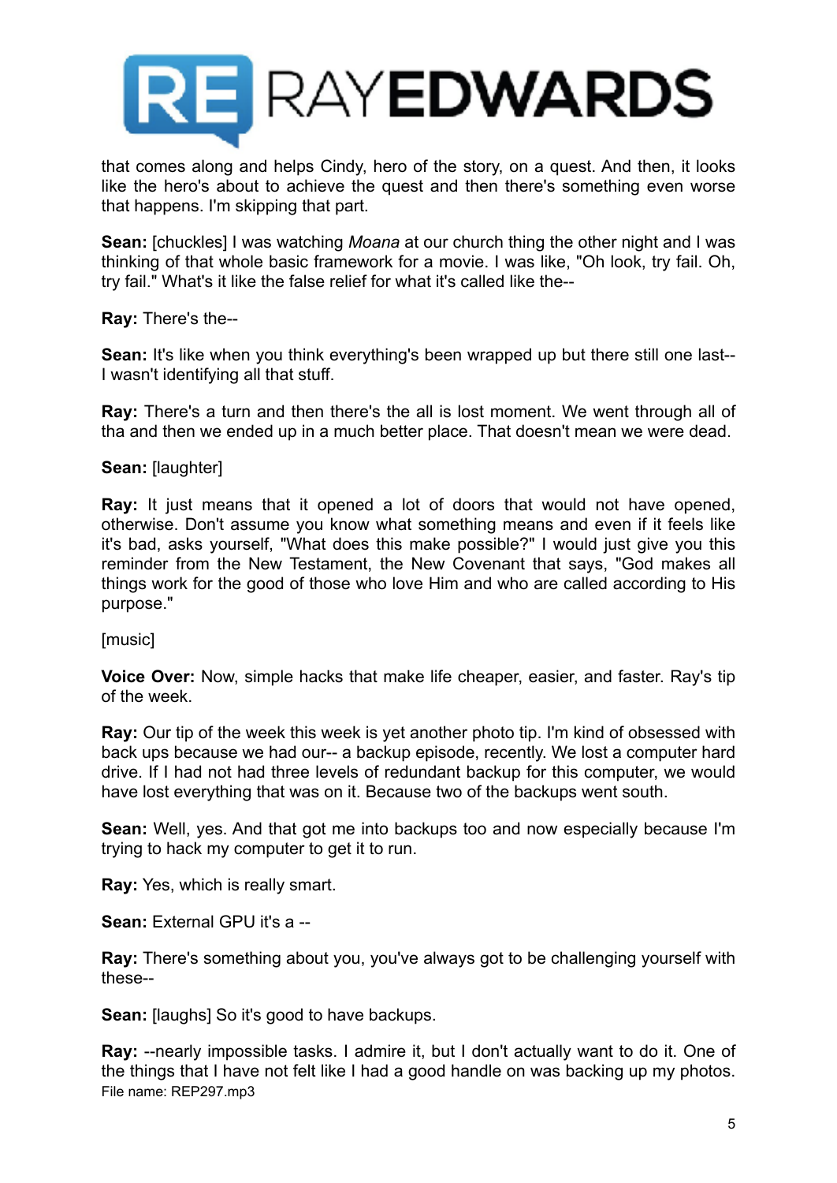that comes along and helps Cindy, hero of the story, on a quest. And then, it looks like the hero's about to achieve the quest and then there's something even worse that happens. I'm skipping that part.

**Sean:** [chuckles] I was watching *Moana* at our church thing the other night and I was thinking of that whole basic framework for a movie. I was like, "Oh look, try fail. Oh, try fail." What's it like the false relief for what it's called like the--

**Ray:** There's the--

**Sean:** It's like when you think everything's been wrapped up but there still one last-- I wasn't identifying all that stuff.

**Ray:** There's a turn and then there's the all is lost moment. We went through all of tha and then we ended up in a much better place. That doesn't mean we were dead.

**Sean:** [laughter]

**Ray:** It just means that it opened a lot of doors that would not have opened, otherwise. Don't assume you know what something means and even if it feels like it's bad, asks yourself, "What does this make possible?" I would just give you this reminder from the New Testament, the New Covenant that says, "God makes all things work for the good of those who love Him and who are called according to His purpose."

[music]

**Voice Over:** Now, simple hacks that make life cheaper, easier, and faster. Ray's tip of the week.

**Ray:** Our tip of the week this week is yet another photo tip. I'm kind of obsessed with back ups because we had our-- a backup episode, recently. We lost a computer hard drive. If I had not had three levels of redundant backup for this computer, we would have lost everything that was on it. Because two of the backups went south.

**Sean:** Well, yes. And that got me into backups too and now especially because I'm trying to hack my computer to get it to run.

**Ray:** Yes, which is really smart.

**Sean:** External GPU it's a --

**Ray:** There's something about you, you've always got to be challenging yourself with these--

**Sean:** [laughs] So it's good to have backups.

**Ray:** --nearly impossible tasks. I admire it, but I don't actually want to do it. One of the things that I have not felt like I had a good handle on was backing up my photos.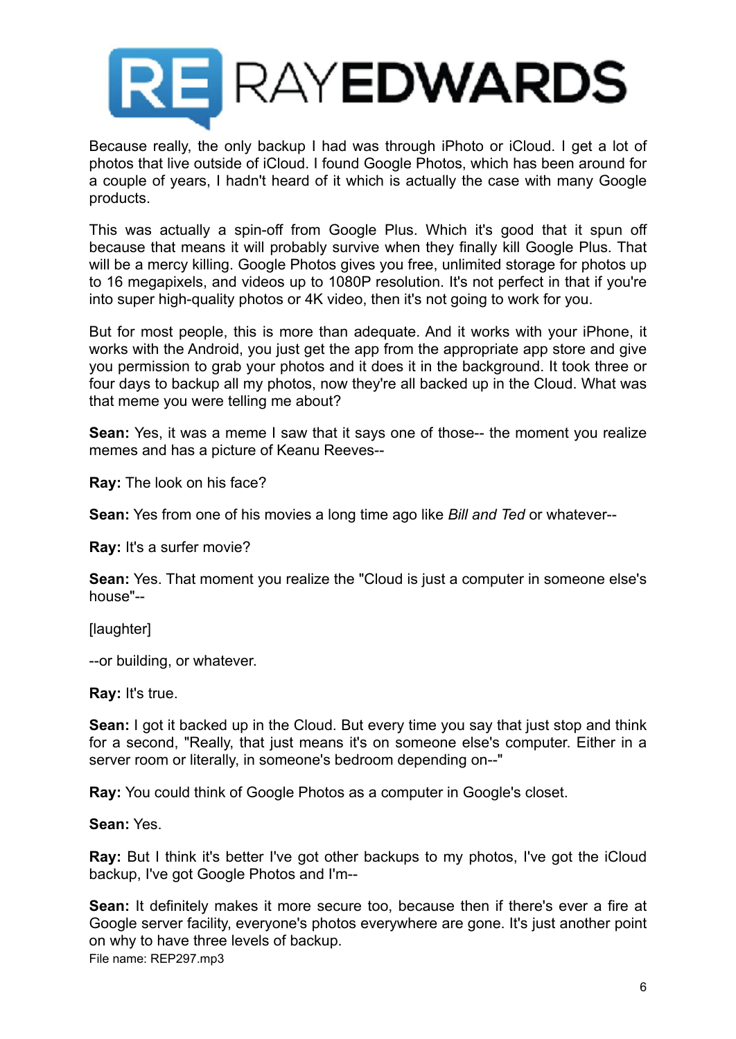Because really, the only backup I had was through iPhoto or iCloud. I get a lot of photos that live outside of iCloud. I found Google Photos, which has been around for a couple of years, I hadn't heard of it which is actually the case with many Google products.

This was actually a spin-off from Google Plus. Which it's good that it spun off because that means it will probably survive when they finally kill Google Plus. That will be a mercy killing. Google Photos gives you free, unlimited storage for photos up to 16 megapixels, and videos up to 1080P resolution. It's not perfect in that if you're into super high-quality photos or 4K video, then it's not going to work for you.

But for most people, this is more than adequate. And it works with your iPhone, it works with the Android, you just get the app from the appropriate app store and give you permission to grab your photos and it does it in the background. It took three or four days to backup all my photos, now they're all backed up in the Cloud. What was that meme you were telling me about?

**Sean:** Yes, it was a meme I saw that it says one of those-- the moment you realize memes and has a picture of Keanu Reeves--

**Ray:** The look on his face?

**Sean:** Yes from one of his movies a long time ago like *Bill and Ted* or whatever--

**Ray:** It's a surfer movie?

**Sean:** Yes. That moment you realize the "Cloud is just a computer in someone else's house"--

[laughter]

--or building, or whatever.

**Ray:** It's true.

**Sean:** I got it backed up in the Cloud. But every time you say that just stop and think for a second, "Really, that just means it's on someone else's computer. Either in a server room or literally, in someone's bedroom depending on--"

**Ray:** You could think of Google Photos as a computer in Google's closet.

**Sean:** Yes.

**Ray:** But I think it's better I've got other backups to my photos, I've got the iCloud backup, I've got Google Photos and I'm--

**Sean:** It definitely makes it more secure too, because then if there's ever a fire at Google server facility, everyone's photos everywhere are gone. It's just another point on why to have three levels of backup.

File name: REP297.mp3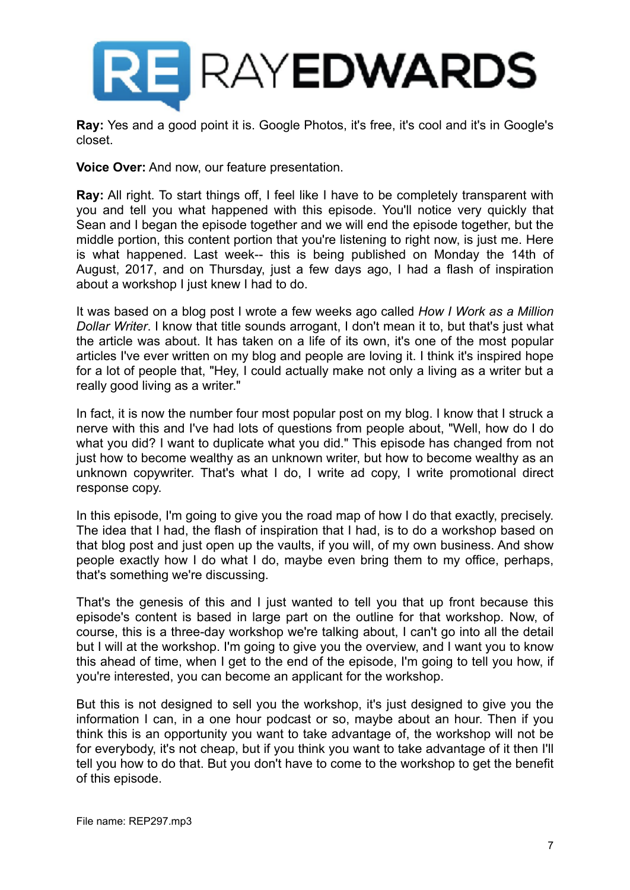**Ray:** Yes and a good point it is. Google Photos, it's free, it's cool and it's in Google's closet.

**Voice Over:** And now, our feature presentation.

**Ray:** All right. To start things off, I feel like I have to be completely transparent with you and tell you what happened with this episode. You'll notice very quickly that Sean and I began the episode together and we will end the episode together, but the middle portion, this content portion that you're listening to right now, is just me. Here is what happened. Last week-- this is being published on Monday the 14th of August, 2017, and on Thursday, just a few days ago, I had a flash of inspiration about a workshop I just knew I had to do.

It was based on a blog post I wrote a few weeks ago called *How I Work as a Million Dollar Writer*. I know that title sounds arrogant, I don't mean it to, but that's just what the article was about. It has taken on a life of its own, it's one of the most popular articles I've ever written on my blog and people are loving it. I think it's inspired hope for a lot of people that, "Hey, I could actually make not only a living as a writer but a really good living as a writer."

In fact, it is now the number four most popular post on my blog. I know that I struck a nerve with this and I've had lots of questions from people about, "Well, how do I do what you did? I want to duplicate what you did." This episode has changed from not just how to become wealthy as an unknown writer, but how to become wealthy as an unknown copywriter. That's what I do, I write ad copy, I write promotional direct response copy.

In this episode, I'm going to give you the road map of how I do that exactly, precisely. The idea that I had, the flash of inspiration that I had, is to do a workshop based on that blog post and just open up the vaults, if you will, of my own business. And show people exactly how I do what I do, maybe even bring them to my office, perhaps, that's something we're discussing.

That's the genesis of this and I just wanted to tell you that up front because this episode's content is based in large part on the outline for that workshop. Now, of course, this is a three-day workshop we're talking about, I can't go into all the detail but I will at the workshop. I'm going to give you the overview, and I want you to know this ahead of time, when I get to the end of the episode, I'm going to tell you how, if you're interested, you can become an applicant for the workshop.

But this is not designed to sell you the workshop, it's just designed to give you the information I can, in a one hour podcast or so, maybe about an hour. Then if you think this is an opportunity you want to take advantage of, the workshop will not be for everybody, it's not cheap, but if you think you want to take advantage of it then I'll tell you how to do that. But you don't have to come to the workshop to get the benefit of this episode.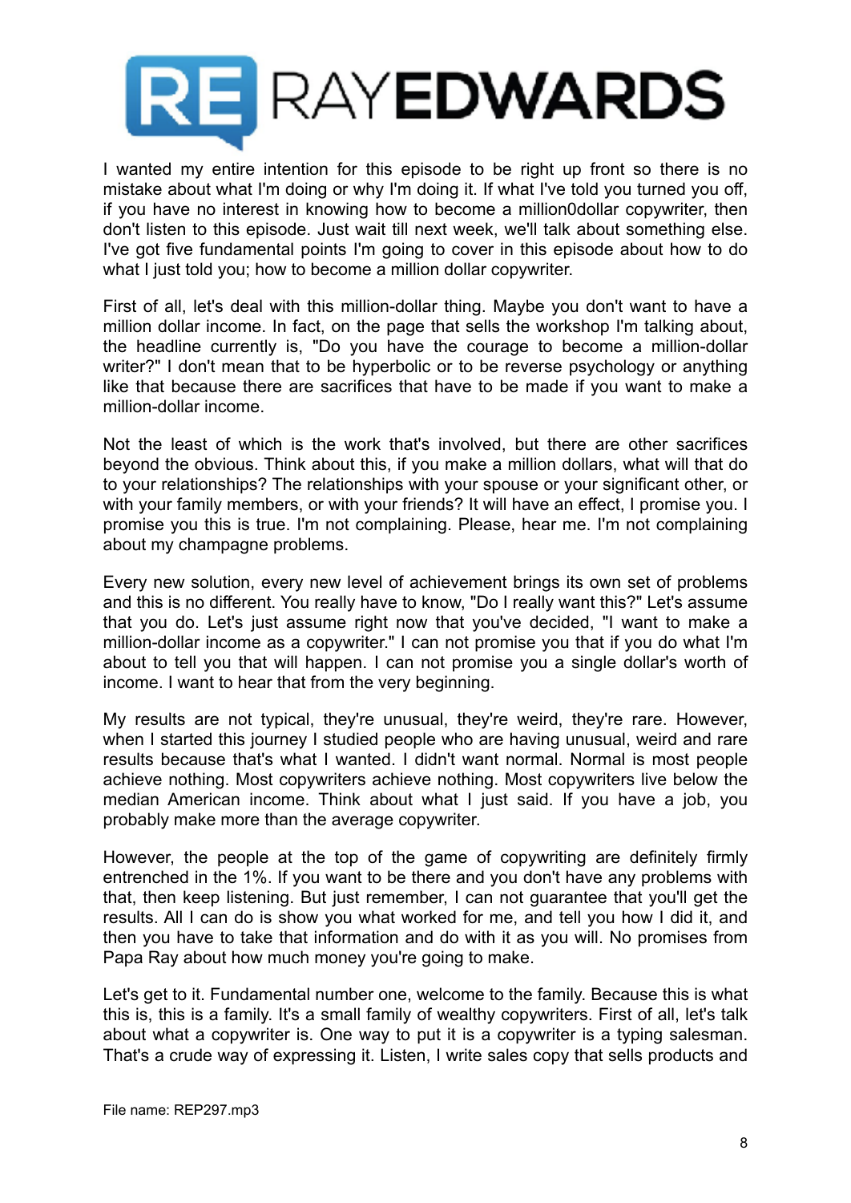I wanted my entire intention for this episode to be right up front so there is no mistake about what I'm doing or why I'm doing it. If what I've told you turned you off, if you have no interest in knowing how to become a million0dollar copywriter, then don't listen to this episode. Just wait till next week, we'll talk about something else. I've got five fundamental points I'm going to cover in this episode about how to do what I just told you; how to become a million dollar copywriter.

First of all, let's deal with this million-dollar thing. Maybe you don't want to have a million dollar income. In fact, on the page that sells the workshop I'm talking about, the headline currently is, "Do you have the courage to become a million-dollar writer?" I don't mean that to be hyperbolic or to be reverse psychology or anything like that because there are sacrifices that have to be made if you want to make a million-dollar income.

Not the least of which is the work that's involved, but there are other sacrifices beyond the obvious. Think about this, if you make a million dollars, what will that do to your relationships? The relationships with your spouse or your significant other, or with your family members, or with your friends? It will have an effect, I promise you. I promise you this is true. I'm not complaining. Please, hear me. I'm not complaining about my champagne problems.

Every new solution, every new level of achievement brings its own set of problems and this is no different. You really have to know, "Do I really want this?" Let's assume that you do. Let's just assume right now that you've decided, "I want to make a million-dollar income as a copywriter." I can not promise you that if you do what I'm about to tell you that will happen. I can not promise you a single dollar's worth of income. I want to hear that from the very beginning.

My results are not typical, they're unusual, they're weird, they're rare. However, when I started this journey I studied people who are having unusual, weird and rare results because that's what I wanted. I didn't want normal. Normal is most people achieve nothing. Most copywriters achieve nothing. Most copywriters live below the median American income. Think about what I just said. If you have a job, you probably make more than the average copywriter.

However, the people at the top of the game of copywriting are definitely firmly entrenched in the 1%. If you want to be there and you don't have any problems with that, then keep listening. But just remember, I can not guarantee that you'll get the results. All I can do is show you what worked for me, and tell you how I did it, and then you have to take that information and do with it as you will. No promises from Papa Ray about how much money you're going to make.

Let's get to it. Fundamental number one, welcome to the family. Because this is what this is, this is a family. It's a small family of wealthy copywriters. First of all, let's talk about what a copywriter is. One way to put it is a copywriter is a typing salesman. That's a crude way of expressing it. Listen, I write sales copy that sells products and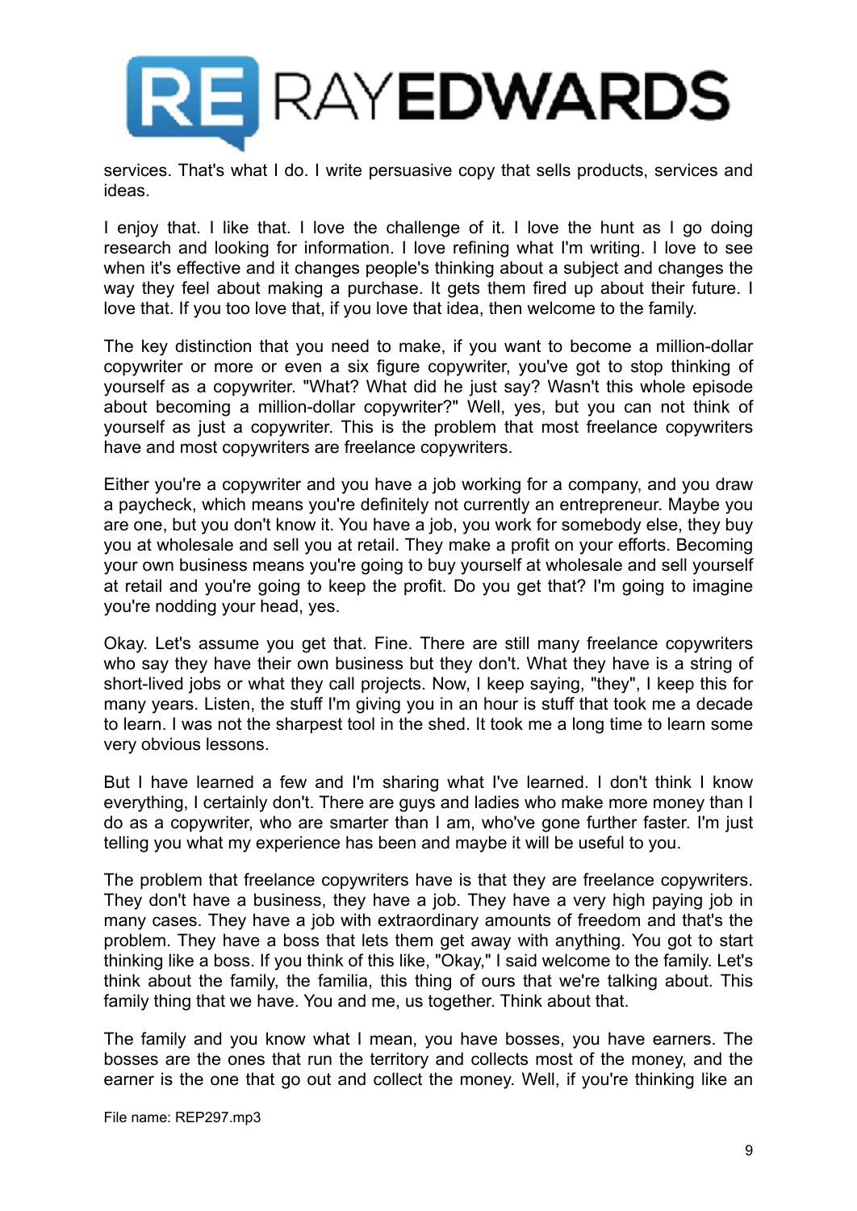services. That's what I do. I write persuasive copy that sells products, services and ideas.

I enjoy that. I like that. I love the challenge of it. I love the hunt as I go doing research and looking for information. I love refining what I'm writing. I love to see when it's effective and it changes people's thinking about a subject and changes the way they feel about making a purchase. It gets them fired up about their future. I love that. If you too love that, if you love that idea, then welcome to the family.

The key distinction that you need to make, if you want to become a million-dollar copywriter or more or even a six figure copywriter, you've got to stop thinking of yourself as a copywriter. "What? What did he just say? Wasn't this whole episode about becoming a million-dollar copywriter?" Well, yes, but you can not think of yourself as just a copywriter. This is the problem that most freelance copywriters have and most copywriters are freelance copywriters.

Either you're a copywriter and you have a job working for a company, and you draw a paycheck, which means you're definitely not currently an entrepreneur. Maybe you are one, but you don't know it. You have a job, you work for somebody else, they buy you at wholesale and sell you at retail. They make a profit on your efforts. Becoming your own business means you're going to buy yourself at wholesale and sell yourself at retail and you're going to keep the profit. Do you get that? I'm going to imagine you're nodding your head, yes.

Okay. Let's assume you get that. Fine. There are still many freelance copywriters who say they have their own business but they don't. What they have is a string of short-lived jobs or what they call projects. Now, I keep saying, "they", I keep this for many years. Listen, the stuff I'm giving you in an hour is stuff that took me a decade to learn. I was not the sharpest tool in the shed. It took me a long time to learn some very obvious lessons.

But I have learned a few and I'm sharing what I've learned. I don't think I know everything, I certainly don't. There are guys and ladies who make more money than I do as a copywriter, who are smarter than I am, who've gone further faster. I'm just telling you what my experience has been and maybe it will be useful to you.

The problem that freelance copywriters have is that they are freelance copywriters. They don't have a business, they have a job. They have a very high paying job in many cases. They have a job with extraordinary amounts of freedom and that's the problem. They have a boss that lets them get away with anything. You got to start thinking like a boss. If you think of this like, "Okay," I said welcome to the family. Let's think about the family, the familia, this thing of ours that we're talking about. This family thing that we have. You and me, us together. Think about that.

The family and you know what I mean, you have bosses, you have earners. The bosses are the ones that run the territory and collects most of the money, and the earner is the one that go out and collect the money. Well, if you're thinking like an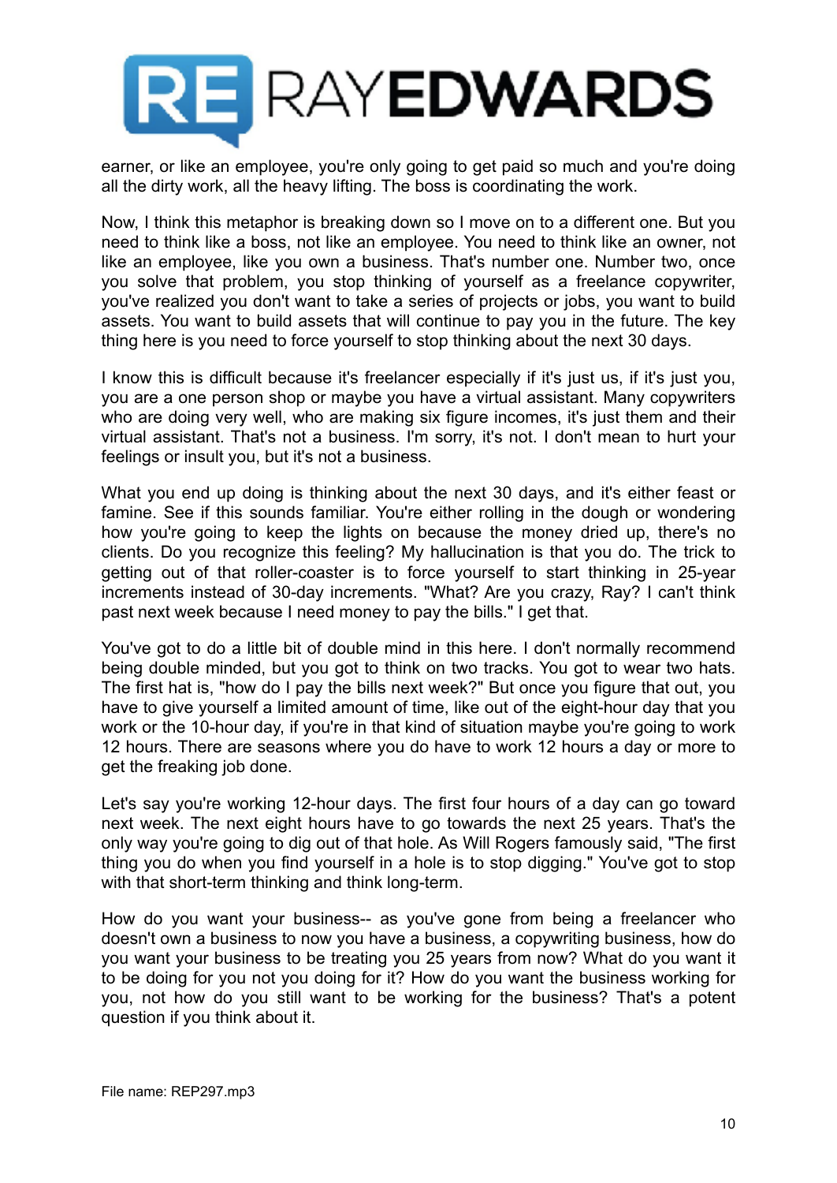earner, or like an employee, you're only going to get paid so much and you're doing all the dirty work, all the heavy lifting. The boss is coordinating the work.

Now, I think this metaphor is breaking down so I move on to a different one. But you need to think like a boss, not like an employee. You need to think like an owner, not like an employee, like you own a business. That's number one. Number two, once you solve that problem, you stop thinking of yourself as a freelance copywriter, you've realized you don't want to take a series of projects or jobs, you want to build assets. You want to build assets that will continue to pay you in the future. The key thing here is you need to force yourself to stop thinking about the next 30 days.

I know this is difficult because it's freelancer especially if it's just us, if it's just you, you are a one person shop or maybe you have a virtual assistant. Many copywriters who are doing very well, who are making six figure incomes, it's just them and their virtual assistant. That's not a business. I'm sorry, it's not. I don't mean to hurt your feelings or insult you, but it's not a business.

What you end up doing is thinking about the next 30 days, and it's either feast or famine. See if this sounds familiar. You're either rolling in the dough or wondering how you're going to keep the lights on because the money dried up, there's no clients. Do you recognize this feeling? My hallucination is that you do. The trick to getting out of that roller-coaster is to force yourself to start thinking in 25-year increments instead of 30-day increments. "What? Are you crazy, Ray? I can't think past next week because I need money to pay the bills." I get that.

You've got to do a little bit of double mind in this here. I don't normally recommend being double minded, but you got to think on two tracks. You got to wear two hats. The first hat is, "how do I pay the bills next week?" But once you figure that out, you have to give yourself a limited amount of time, like out of the eight-hour day that you work or the 10-hour day, if you're in that kind of situation maybe you're going to work 12 hours. There are seasons where you do have to work 12 hours a day or more to get the freaking job done.

Let's say you're working 12-hour days. The first four hours of a day can go toward next week. The next eight hours have to go towards the next 25 years. That's the only way you're going to dig out of that hole. As Will Rogers famously said, "The first thing you do when you find yourself in a hole is to stop digging." You've got to stop with that short-term thinking and think long-term.

How do you want your business-- as you've gone from being a freelancer who doesn't own a business to now you have a business, a copywriting business, how do you want your business to be treating you 25 years from now? What do you want it to be doing for you not you doing for it? How do you want the business working for you, not how do you still want to be working for the business? That's a potent question if you think about it.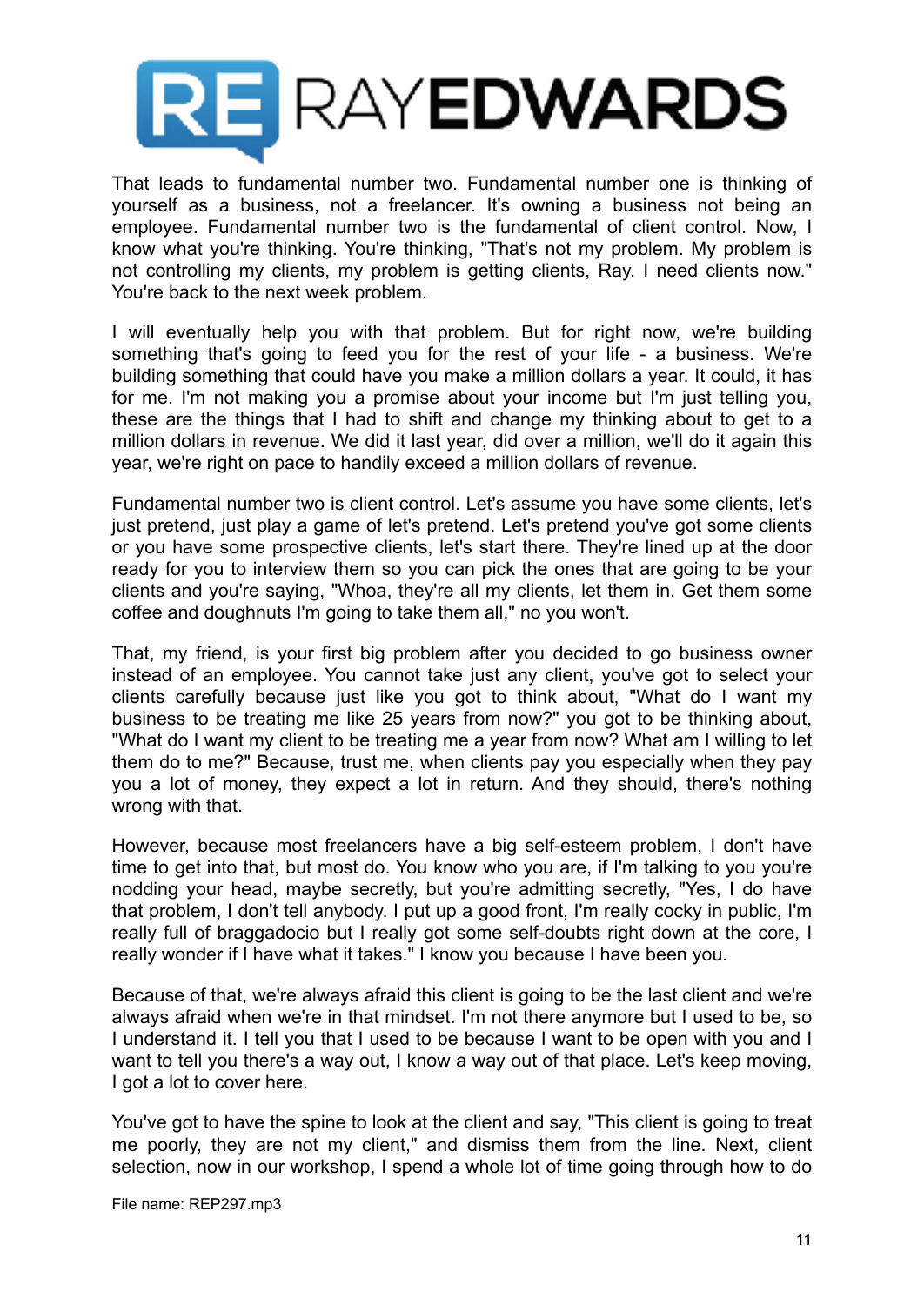That leads to fundamental number two. Fundamental number one is thinking of yourself as a business, not a freelancer. It's owning a business not being an employee. Fundamental number two is the fundamental of client control. Now, I know what you're thinking. You're thinking, "That's not my problem. My problem is not controlling my clients, my problem is getting clients, Ray. I need clients now." You're back to the next week problem.

I will eventually help you with that problem. But for right now, we're building something that's going to feed you for the rest of your life - a business. We're building something that could have you make a million dollars a year. It could, it has for me. I'm not making you a promise about your income but I'm just telling you, these are the things that I had to shift and change my thinking about to get to a million dollars in revenue. We did it last year, did over a million, we'll do it again this year, we're right on pace to handily exceed a million dollars of revenue.

Fundamental number two is client control. Let's assume you have some clients, let's just pretend, just play a game of let's pretend. Let's pretend you've got some clients or you have some prospective clients, let's start there. They're lined up at the door ready for you to interview them so you can pick the ones that are going to be your clients and you're saying, "Whoa, they're all my clients, let them in. Get them some coffee and doughnuts I'm going to take them all," no you won't.

That, my friend, is your first big problem after you decided to go business owner instead of an employee. You cannot take just any client, you've got to select your clients carefully because just like you got to think about, "What do I want my business to be treating me like 25 years from now?" you got to be thinking about, "What do I want my client to be treating me a year from now? What am I willing to let them do to me?" Because, trust me, when clients pay you especially when they pay you a lot of money, they expect a lot in return. And they should, there's nothing wrong with that.

However, because most freelancers have a big self-esteem problem, I don't have time to get into that, but most do. You know who you are, if I'm talking to you you're nodding your head, maybe secretly, but you're admitting secretly, "Yes, I do have that problem, I don't tell anybody. I put up a good front, I'm really cocky in public, I'm really full of braggadocio but I really got some self-doubts right down at the core, I really wonder if I have what it takes." I know you because I have been you.

Because of that, we're always afraid this client is going to be the last client and we're always afraid when we're in that mindset. I'm not there anymore but I used to be, so I understand it. I tell you that I used to be because I want to be open with you and I want to tell you there's a way out, I know a way out of that place. Let's keep moving, I got a lot to cover here.

You've got to have the spine to look at the client and say, "This client is going to treat me poorly, they are not my client," and dismiss them from the line. Next, client selection, now in our workshop, I spend a whole lot of time going through how to do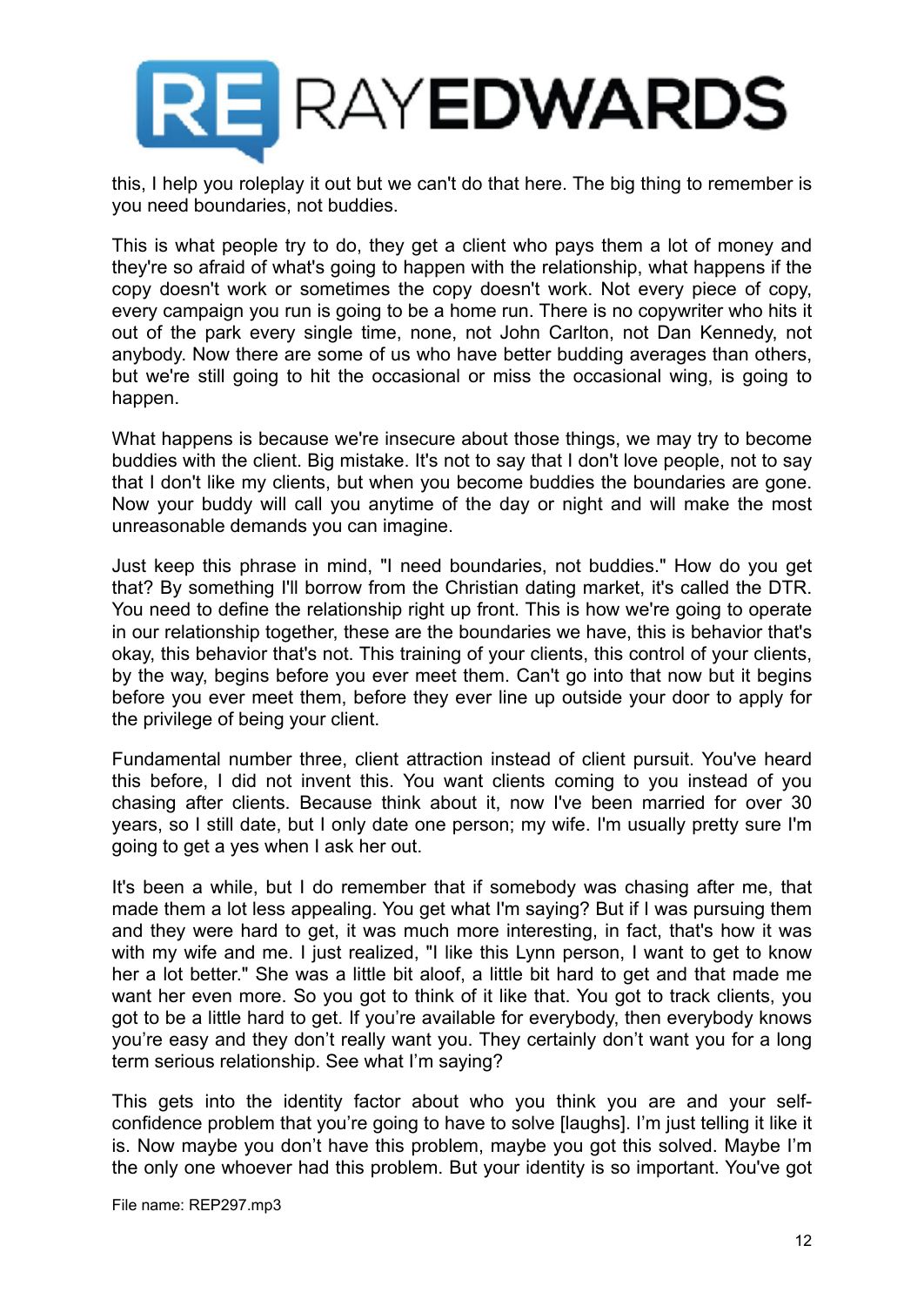this, I help you roleplay it out but we can't do that here. The big thing to remember is you need boundaries, not buddies.

This is what people try to do, they get a client who pays them a lot of money and they're so afraid of what's going to happen with the relationship, what happens if the copy doesn't work or sometimes the copy doesn't work. Not every piece of copy, every campaign you run is going to be a home run. There is no copywriter who hits it out of the park every single time, none, not John Carlton, not Dan Kennedy, not anybody. Now there are some of us who have better budding averages than others, but we're still going to hit the occasional or miss the occasional wing, is going to happen.

What happens is because we're insecure about those things, we may try to become buddies with the client. Big mistake. It's not to say that I don't love people, not to say that I don't like my clients, but when you become buddies the boundaries are gone. Now your buddy will call you anytime of the day or night and will make the most unreasonable demands you can imagine.

Just keep this phrase in mind, "I need boundaries, not buddies." How do you get that? By something I'll borrow from the Christian dating market, it's called the DTR. You need to define the relationship right up front. This is how we're going to operate in our relationship together, these are the boundaries we have, this is behavior that's okay, this behavior that's not. This training of your clients, this control of your clients, by the way, begins before you ever meet them. Can't go into that now but it begins before you ever meet them, before they ever line up outside your door to apply for the privilege of being your client.

Fundamental number three, client attraction instead of client pursuit. You've heard this before, I did not invent this. You want clients coming to you instead of you chasing after clients. Because think about it, now I've been married for over 30 years, so I still date, but I only date one person; my wife. I'm usually pretty sure I'm going to get a yes when I ask her out.

It's been a while, but I do remember that if somebody was chasing after me, that made them a lot less appealing. You get what I'm saying? But if I was pursuing them and they were hard to get, it was much more interesting, in fact, that's how it was with my wife and me. I just realized, "I like this Lynn person, I want to get to know her a lot better." She was a little bit aloof, a little bit hard to get and that made me want her even more. So you got to think of it like that. You got to track clients, you got to be a little hard to get. If you're available for everybody, then everybody knows you're easy and they don't really want you. They certainly don't want you for a long term serious relationship. See what I'm saying?

This gets into the identity factor about who you think you are and your self-confidence problem that you're going to have to solve [laughs]. I'm just telling it like it is. Now maybe you don't have this problem, maybe you got this solved. Maybe I'm the only one whoever had this problem. But your identity is so important. You've got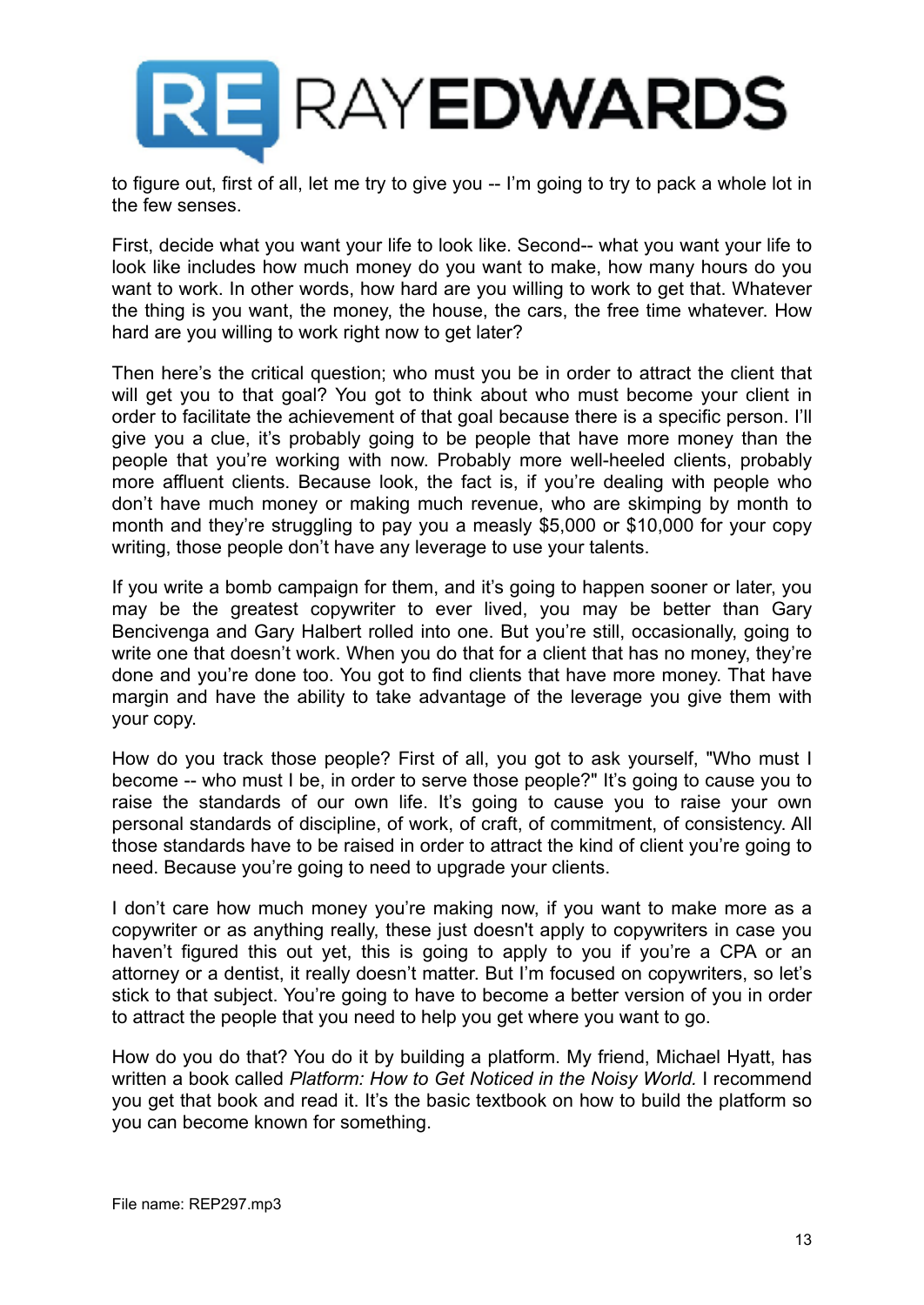to figure out, first of all, let me try to give you -- I'm going to try to pack a whole lot in the few senses.

First, decide what you want your life to look like. Second-- what you want your life to look like includes how much money do you want to make, how many hours do you want to work. In other words, how hard are you willing to work to get that. Whatever the thing is you want, the money, the house, the cars, the free time whatever. How hard are you willing to work right now to get later?

Then here's the critical question; who must you be in order to attract the client that will get you to that goal? You got to think about who must become your client in order to facilitate the achievement of that goal because there is a specific person. I'll give you a clue, it's probably going to be people that have more money than the people that you're working with now. Probably more well-heeled clients, probably more affluent clients. Because look, the fact is, if you're dealing with people who don't have much money or making much revenue, who are skimping by month to month and they're struggling to pay you a measly $5,000 or $10,000 for your copy writing, those people don't have any leverage to use your talents.

If you write a bomb campaign for them, and it's going to happen sooner or later, you may be the greatest copywriter to ever lived, you may be better than Gary Bencivenga and Gary Halbert rolled into one. But you're still, occasionally, going to write one that doesn't work. When you do that for a client that has no money, they're done and you're done too. You got to find clients that have more money. That have margin and have the ability to take advantage of the leverage you give them with your copy.

How do you track those people? First of all, you got to ask yourself, "Who must I become -- who must I be, in order to serve those people?" It's going to cause you to raise the standards of our own life. It's going to cause you to raise your own personal standards of discipline, of work, of craft, of commitment, of consistency. All those standards have to be raised in order to attract the kind of client you're going to need. Because you're going to need to upgrade your clients.

I don't care how much money you're making now, if you want to make more as a copywriter or as anything really, these just doesn't apply to copywriters in case you haven't figured this out yet, this is going to apply to you if you're a CPA or an attorney or a dentist, it really doesn't matter. But I'm focused on copywriters, so let's stick to that subject. You're going to have to become a better version of you in order to attract the people that you need to help you get where you want to go.

How do you do that? You do it by building a platform. My friend, Michael Hyatt, has written a book called *Platform: How to Get Noticed in the Noisy World.* I recommend you get that book and read it. It's the basic textbook on how to build the platform so you can become known for something.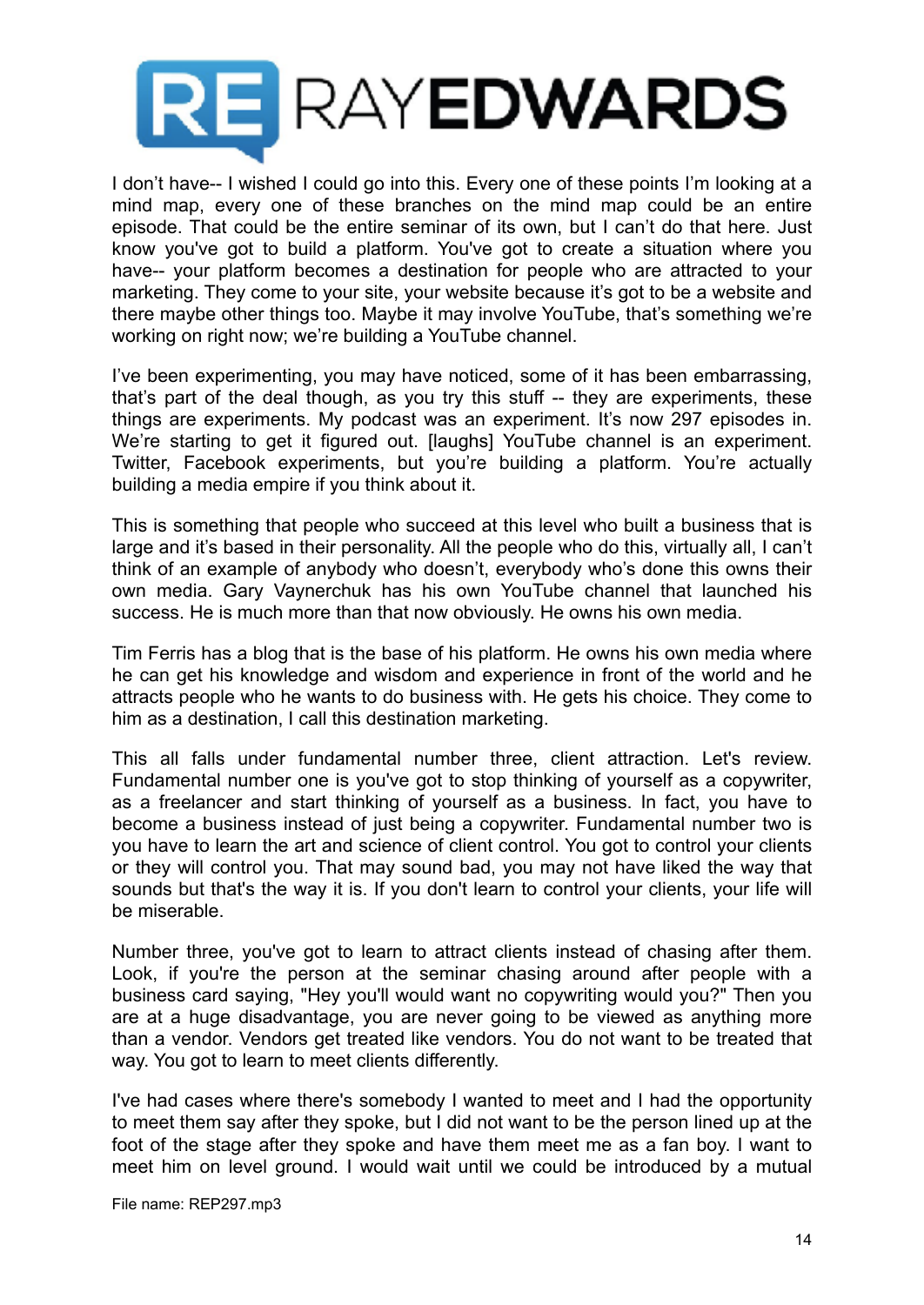I don't have-- I wished I could go into this. Every one of these points I'm looking at a mind map, every one of these branches on the mind map could be an entire episode. That could be the entire seminar of its own, but I can't do that here. Just know you've got to build a platform. You've got to create a situation where you have-- your platform becomes a destination for people who are attracted to your marketing. They come to your site, your website because it's got to be a website and there maybe other things too. Maybe it may involve YouTube, that's something we're working on right now; we're building a YouTube channel.

I've been experimenting, you may have noticed, some of it has been embarrassing, that's part of the deal though, as you try this stuff -- they are experiments, these things are experiments. My podcast was an experiment. It's now 297 episodes in. We're starting to get it figured out. [laughs] YouTube channel is an experiment. Twitter, Facebook experiments, but you're building a platform. You're actually building a media empire if you think about it.

This is something that people who succeed at this level who built a business that is large and it's based in their personality. All the people who do this, virtually all, I can't think of an example of anybody who doesn't, everybody who's done this owns their own media. Gary Vaynerchuk has his own YouTube channel that launched his success. He is much more than that now obviously. He owns his own media.

Tim Ferris has a blog that is the base of his platform. He owns his own media where he can get his knowledge and wisdom and experience in front of the world and he attracts people who he wants to do business with. He gets his choice. They come to him as a destination, I call this destination marketing.

This all falls under fundamental number three, client attraction. Let's review. Fundamental number one is you've got to stop thinking of yourself as a copywriter, as a freelancer and start thinking of yourself as a business. In fact, you have to become a business instead of just being a copywriter. Fundamental number two is you have to learn the art and science of client control. You got to control your clients or they will control you. That may sound bad, you may not have liked the way that sounds but that's the way it is. If you don't learn to control your clients, your life will be miserable.

Number three, you've got to learn to attract clients instead of chasing after them. Look, if you're the person at the seminar chasing around after people with a business card saying, "Hey you'll would want no copywriting would you?" Then you are at a huge disadvantage, you are never going to be viewed as anything more than a vendor. Vendors get treated like vendors. You do not want to be treated that way. You got to learn to meet clients differently.

I've had cases where there's somebody I wanted to meet and I had the opportunity to meet them say after they spoke, but I did not want to be the person lined up at the foot of the stage after they spoke and have them meet me as a fan boy. I want to meet him on level ground. I would wait until we could be introduced by a mutual

File name: REP297.mp3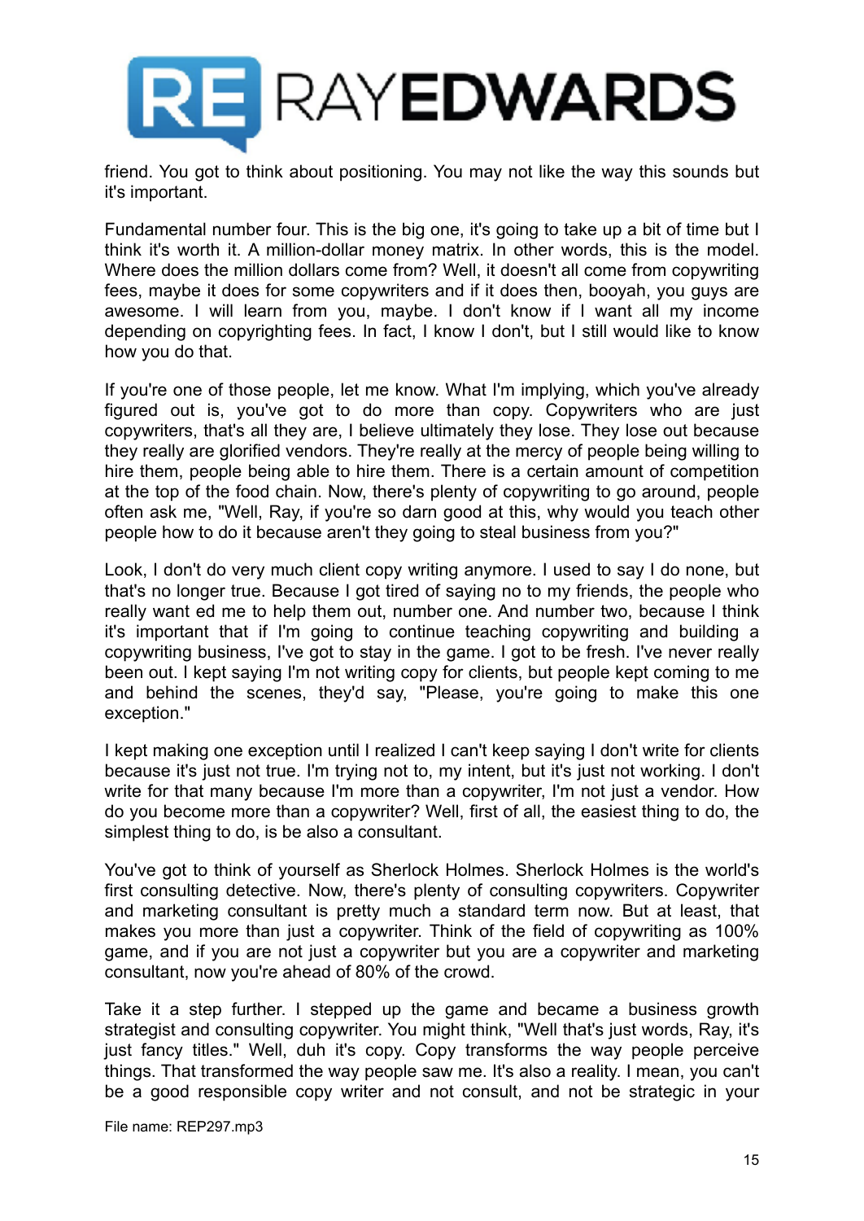friend. You got to think about positioning. You may not like the way this sounds but it's important.

Fundamental number four. This is the big one, it's going to take up a bit of time but I think it's worth it. A million-dollar money matrix. In other words, this is the model. Where does the million dollars come from? Well, it doesn't all come from copywriting fees, maybe it does for some copywriters and if it does then, booyah, you guys are awesome. I will learn from you, maybe. I don't know if I want all my income depending on copyrighting fees. In fact, I know I don't, but I still would like to know how you do that.

If you're one of those people, let me know. What I'm implying, which you've already figured out is, you've got to do more than copy. Copywriters who are just copywriters, that's all they are, I believe ultimately they lose. They lose out because they really are glorified vendors. They're really at the mercy of people being willing to hire them, people being able to hire them. There is a certain amount of competition at the top of the food chain. Now, there's plenty of copywriting to go around, people often ask me, "Well, Ray, if you're so darn good at this, why would you teach other people how to do it because aren't they going to steal business from you?"

Look, I don't do very much client copy writing anymore. I used to say I do none, but that's no longer true. Because I got tired of saying no to my friends, the people who really want ed me to help them out, number one. And number two, because I think it's important that if I'm going to continue teaching copywriting and building a copywriting business, I've got to stay in the game. I got to be fresh. I've never really been out. I kept saying I'm not writing copy for clients, but people kept coming to me and behind the scenes, they'd say, "Please, you're going to make this one exception."

I kept making one exception until I realized I can't keep saying I don't write for clients because it's just not true. I'm trying not to, my intent, but it's just not working. I don't write for that many because I'm more than a copywriter, I'm not just a vendor. How do you become more than a copywriter? Well, first of all, the easiest thing to do, the simplest thing to do, is be also a consultant.

You've got to think of yourself as Sherlock Holmes. Sherlock Holmes is the world's first consulting detective. Now, there's plenty of consulting copywriters. Copywriter and marketing consultant is pretty much a standard term now. But at least, that makes you more than just a copywriter. Think of the field of copywriting as 100% game, and if you are not just a copywriter but you are a copywriter and marketing consultant, now you're ahead of 80% of the crowd.

Take it a step further. I stepped up the game and became a business growth strategist and consulting copywriter. You might think, "Well that's just words, Ray, it's just fancy titles." Well, duh it's copy. Copy transforms the way people perceive things. That transformed the way people saw me. It's also a reality. I mean, you can't be a good responsible copy writer and not consult, and not be strategic in your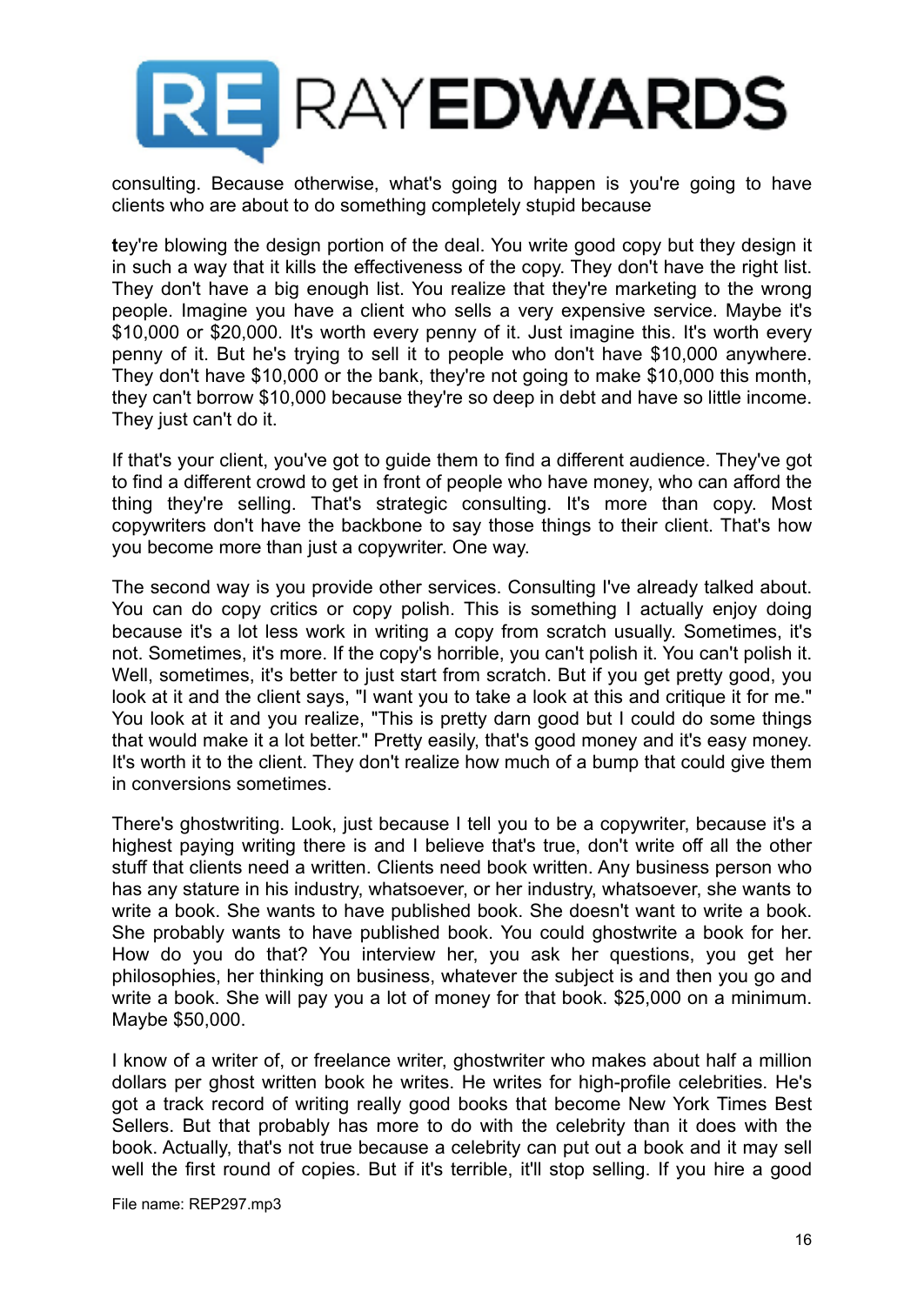consulting. Because otherwise, what's going to happen is you're going to have clients who are about to do something completely stupid because

**t**ey're blowing the design portion of the deal. You write good copy but they design it in such a way that it kills the effectiveness of the copy. They don't have the right list. They don't have a big enough list. You realize that they're marketing to the wrong people. Imagine you have a client who sells a very expensive service. Maybe it's $10,000 or $20,000. It's worth every penny of it. Just imagine this. It's worth every penny of it. But he's trying to sell it to people who don't have $10,000 anywhere. They don't have $10,000 or the bank, they're not going to make $10,000 this month, they can't borrow $10,000 because they're so deep in debt and have so little income. They just can't do it.

If that's your client, you've got to guide them to find a different audience. They've got to find a different crowd to get in front of people who have money, who can afford the thing they're selling. That's strategic consulting. It's more than copy. Most copywriters don't have the backbone to say those things to their client. That's how you become more than just a copywriter. One way.

The second way is you provide other services. Consulting I've already talked about. You can do copy critics or copy polish. This is something I actually enjoy doing because it's a lot less work in writing a copy from scratch usually. Sometimes, it's not. Sometimes, it's more. If the copy's horrible, you can't polish it. You can't polish it. Well, sometimes, it's better to just start from scratch. But if you get pretty good, you look at it and the client says, "I want you to take a look at this and critique it for me." You look at it and you realize, "This is pretty darn good but I could do some things that would make it a lot better." Pretty easily, that's good money and it's easy money. It's worth it to the client. They don't realize how much of a bump that could give them in conversions sometimes.

There's ghostwriting. Look, just because I tell you to be a copywriter, because it's a highest paying writing there is and I believe that's true, don't write off all the other stuff that clients need a written. Clients need book written. Any business person who has any stature in his industry, whatsoever, or her industry, whatsoever, she wants to write a book. She wants to have published book. She doesn't want to write a book. She probably wants to have published book. You could ghostwrite a book for her. How do you do that? You interview her, you ask her questions, you get her philosophies, her thinking on business, whatever the subject is and then you go and write a book. She will pay you a lot of money for that book. $25,000 on a minimum. Maybe $50,000.

I know of a writer of, or freelance writer, ghostwriter who makes about half a million dollars per ghost written book he writes. He writes for high-profile celebrities. He's got a track record of writing really good books that become New York Times Best Sellers. But that probably has more to do with the celebrity than it does with the book. Actually, that's not true because a celebrity can put out a book and it may sell well the first round of copies. But if it's terrible, it'll stop selling. If you hire a good

File name: REP297.mp3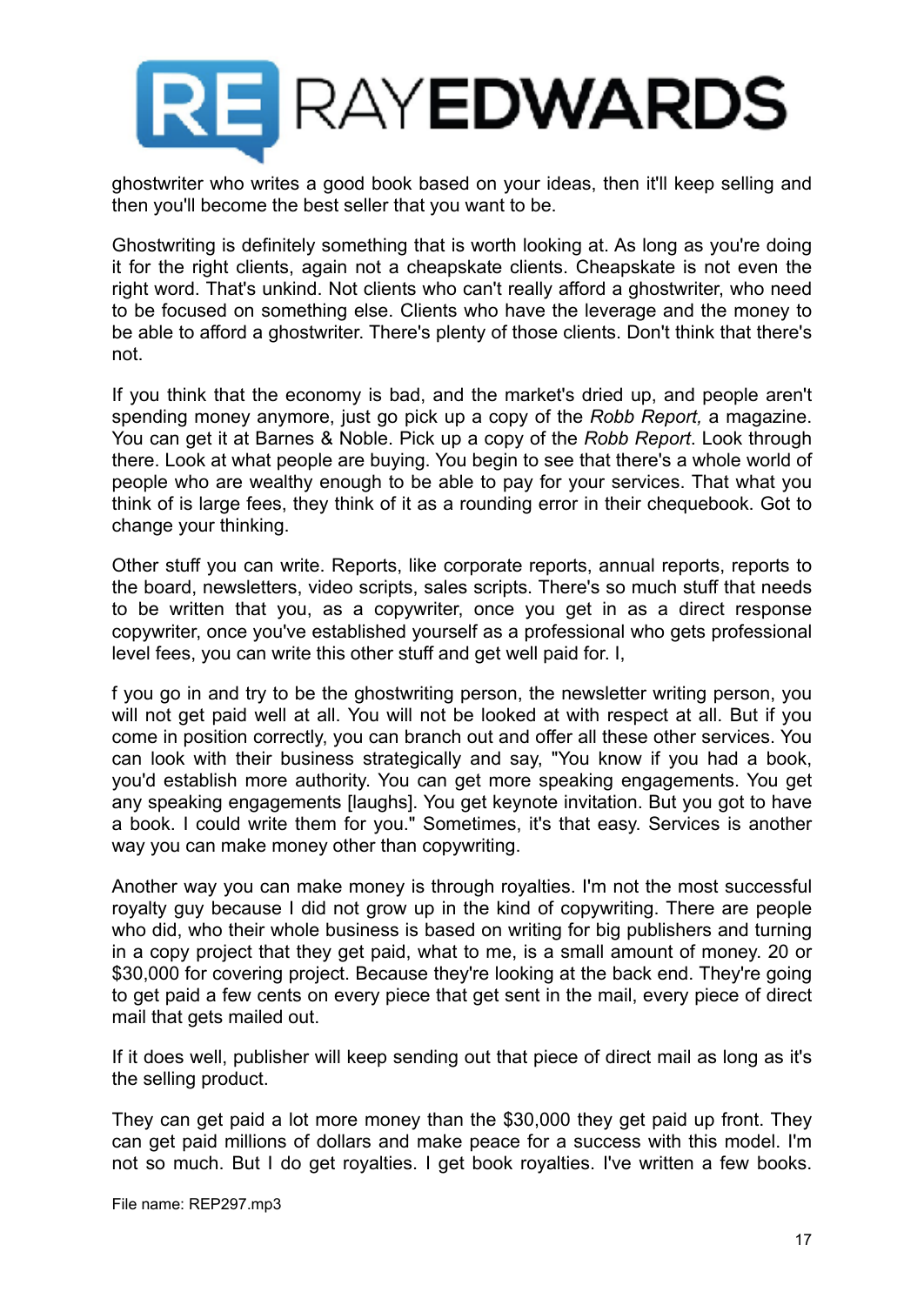ghostwriter who writes a good book based on your ideas, then it'll keep selling and then you'll become the best seller that you want to be.

Ghostwriting is definitely something that is worth looking at. As long as you're doing it for the right clients, again not a cheapskate clients. Cheapskate is not even the right word. That's unkind. Not clients who can't really afford a ghostwriter, who need to be focused on something else. Clients who have the leverage and the money to be able to afford a ghostwriter. There's plenty of those clients. Don't think that there's not.

If you think that the economy is bad, and the market's dried up, and people aren't spending money anymore, just go pick up a copy of the *Robb Report,* a magazine. You can get it at Barnes & Noble. Pick up a copy of the *Robb Report*. Look through there. Look at what people are buying. You begin to see that there's a whole world of people who are wealthy enough to be able to pay for your services. That what you think of is large fees, they think of it as a rounding error in their chequebook. Got to change your thinking.

Other stuff you can write. Reports, like corporate reports, annual reports, reports to the board, newsletters, video scripts, sales scripts. There's so much stuff that needs to be written that you, as a copywriter, once you get in as a direct response copywriter, once you've established yourself as a professional who gets professional level fees, you can write this other stuff and get well paid for. I,

f you go in and try to be the ghostwriting person, the newsletter writing person, you will not get paid well at all. You will not be looked at with respect at all. But if you come in position correctly, you can branch out and offer all these other services. You can look with their business strategically and say, "You know if you had a book, you'd establish more authority. You can get more speaking engagements. You get any speaking engagements [laughs]. You get keynote invitation. But you got to have a book. I could write them for you." Sometimes, it's that easy. Services is another way you can make money other than copywriting.

Another way you can make money is through royalties. I'm not the most successful royalty guy because I did not grow up in the kind of copywriting. There are people who did, who their whole business is based on writing for big publishers and turning in a copy project that they get paid, what to me, is a small amount of money. 20 or $30,000 for covering project. Because they're looking at the back end. They're going to get paid a few cents on every piece that get sent in the mail, every piece of direct mail that gets mailed out.

If it does well, publisher will keep sending out that piece of direct mail as long as it's the selling product.

They can get paid a lot more money than the $30,000 they get paid up front. They can get paid millions of dollars and make peace for a success with this model. I'm not so much. But I do get royalties. I get book royalties. I've written a few books.

File name: REP297.mp3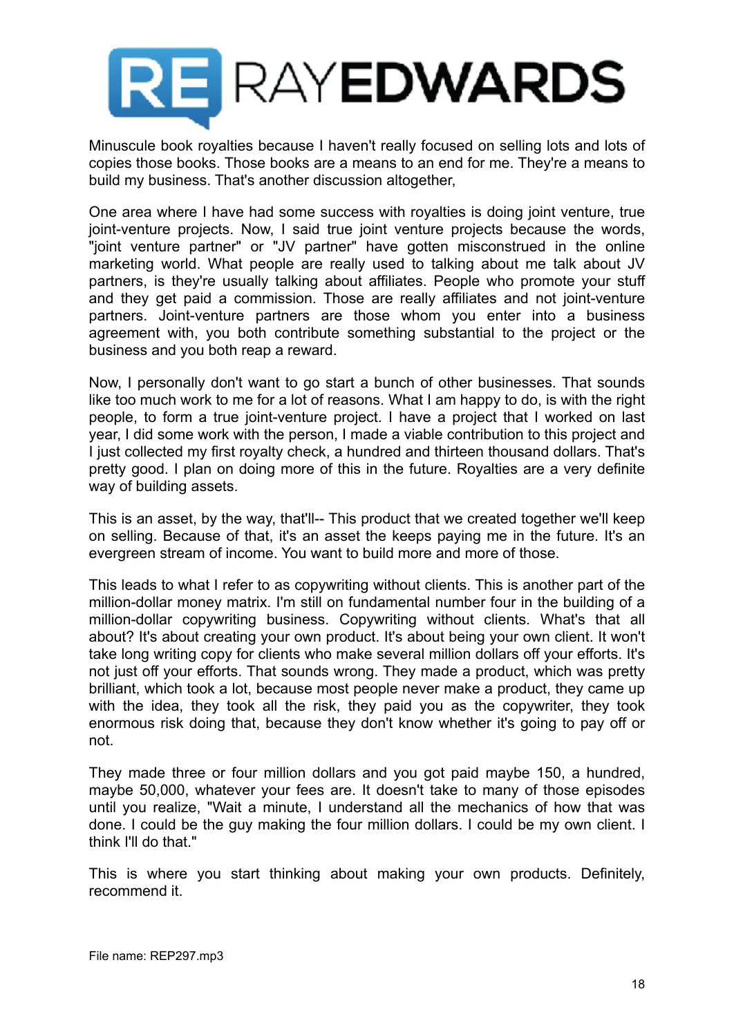Minuscule book royalties because I haven't really focused on selling lots and lots of copies those books. Those books are a means to an end for me. They're a means to build my business. That's another discussion altogether,

One area where I have had some success with royalties is doing joint venture, true joint-venture projects. Now, I said true joint venture projects because the words, "joint venture partner" or "JV partner" have gotten misconstrued in the online marketing world. What people are really used to talking about me talk about JV partners, is they're usually talking about affiliates. People who promote your stuff and they get paid a commission. Those are really affiliates and not joint-venture partners. Joint-venture partners are those whom you enter into a business agreement with, you both contribute something substantial to the project or the business and you both reap a reward.

Now, I personally don't want to go start a bunch of other businesses. That sounds like too much work to me for a lot of reasons. What I am happy to do, is with the right people, to form a true joint-venture project. I have a project that I worked on last year, I did some work with the person, I made a viable contribution to this project and I just collected my first royalty check, a hundred and thirteen thousand dollars. That's pretty good. I plan on doing more of this in the future. Royalties are a very definite way of building assets.

This is an asset, by the way, that'll-- This product that we created together we'll keep on selling. Because of that, it's an asset the keeps paying me in the future. It's an evergreen stream of income. You want to build more and more of those.

This leads to what I refer to as copywriting without clients. This is another part of the million-dollar money matrix. I'm still on fundamental number four in the building of a million-dollar copywriting business. Copywriting without clients. What's that all about? It's about creating your own product. It's about being your own client. It won't take long writing copy for clients who make several million dollars off your efforts. It's not just off your efforts. That sounds wrong. They made a product, which was pretty brilliant, which took a lot, because most people never make a product, they came up with the idea, they took all the risk, they paid you as the copywriter, they took enormous risk doing that, because they don't know whether it's going to pay off or not.

They made three or four million dollars and you got paid maybe 150, a hundred, maybe 50,000, whatever your fees are. It doesn't take to many of those episodes until you realize, "Wait a minute, I understand all the mechanics of how that was done. I could be the guy making the four million dollars. I could be my own client. I think I'll do that."

This is where you start thinking about making your own products. Definitely, recommend it.

File name: REP297.mp3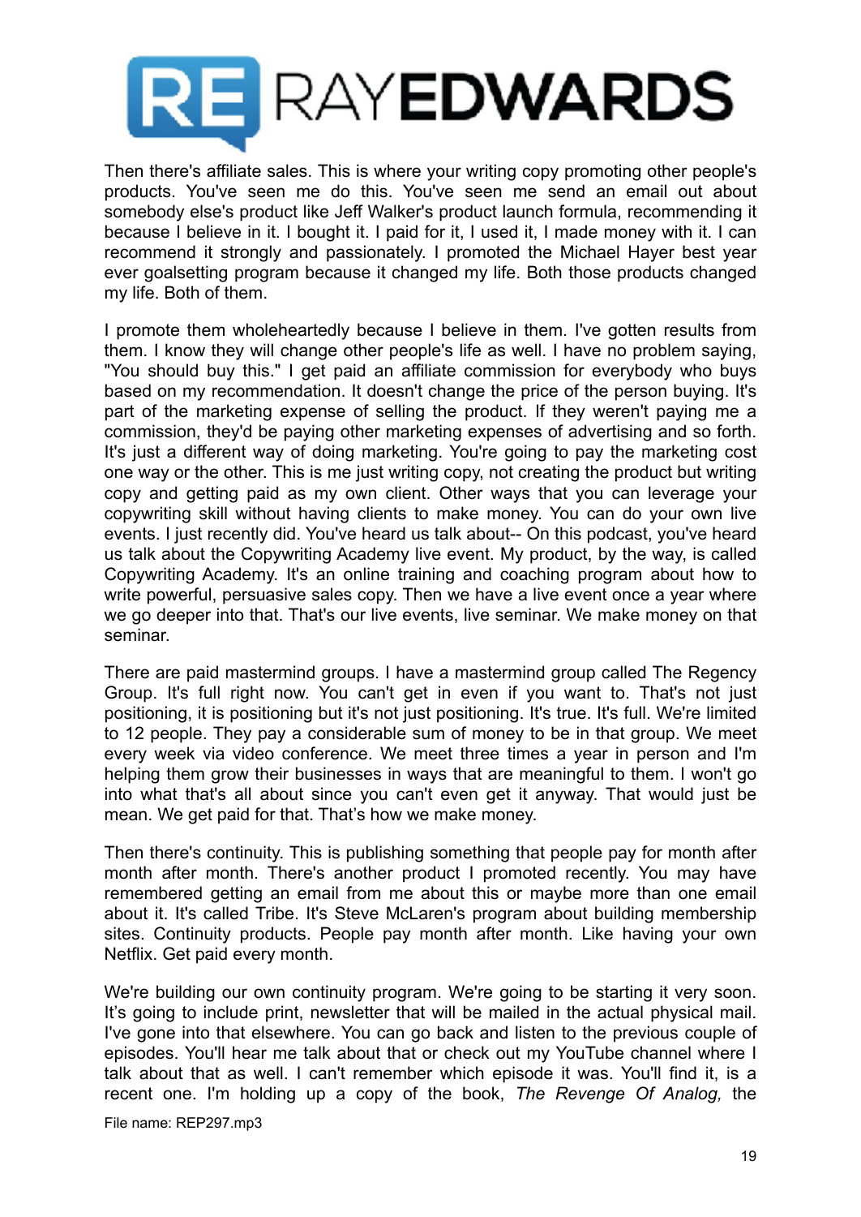Then there's affiliate sales. This is where your writing copy promoting other people's products. You've seen me do this. You've seen me send an email out about somebody else's product like Jeff Walker's product launch formula, recommending it because I believe in it. I bought it. I paid for it, I used it, I made money with it. I can recommend it strongly and passionately. I promoted the Michael Hayer best year ever goalsetting program because it changed my life. Both those products changed my life. Both of them.

I promote them wholeheartedly because I believe in them. I've gotten results from them. I know they will change other people's life as well. I have no problem saying, "You should buy this." I get paid an affiliate commission for everybody who buys based on my recommendation. It doesn't change the price of the person buying. It's part of the marketing expense of selling the product. If they weren't paying me a commission, they'd be paying other marketing expenses of advertising and so forth. It's just a different way of doing marketing. You're going to pay the marketing cost one way or the other. This is me just writing copy, not creating the product but writing copy and getting paid as my own client. Other ways that you can leverage your copywriting skill without having clients to make money. You can do your own live events. I just recently did. You've heard us talk about-- On this podcast, you've heard us talk about the Copywriting Academy live event. My product, by the way, is called Copywriting Academy. It's an online training and coaching program about how to write powerful, persuasive sales copy. Then we have a live event once a year where we go deeper into that. That's our live events, live seminar. We make money on that seminar.

There are paid mastermind groups. I have a mastermind group called The Regency Group. It's full right now. You can't get in even if you want to. That's not just positioning, it is positioning but it's not just positioning. It's true. It's full. We're limited to 12 people. They pay a considerable sum of money to be in that group. We meet every week via video conference. We meet three times a year in person and I'm helping them grow their businesses in ways that are meaningful to them. I won't go into what that's all about since you can't even get it anyway. That would just be mean. We get paid for that. That's how we make money.

Then there's continuity. This is publishing something that people pay for month after month after month. There's another product I promoted recently. You may have remembered getting an email from me about this or maybe more than one email about it. It's called Tribe. It's Steve McLaren's program about building membership sites. Continuity products. People pay month after month. Like having your own Netflix. Get paid every month.

We're building our own continuity program. We're going to be starting it very soon. It's going to include print, newsletter that will be mailed in the actual physical mail. I've gone into that elsewhere. You can go back and listen to the previous couple of episodes. You'll hear me talk about that or check out my YouTube channel where I talk about that as well. I can't remember which episode it was. You'll find it, is a recent one. I'm holding up a copy of the book, *The Revenge Of Analog,* the

File name: REP297.mp3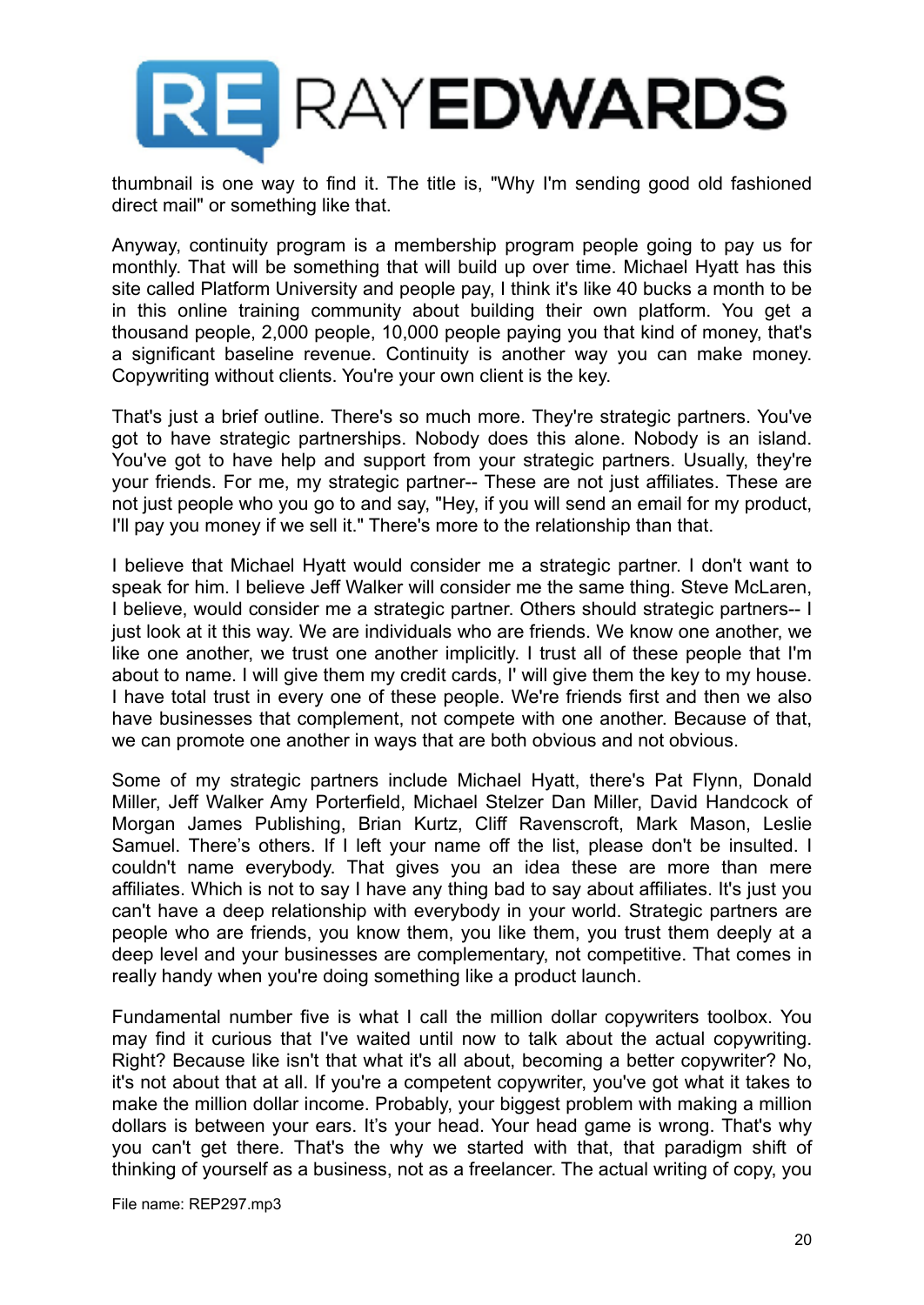thumbnail is one way to find it. The title is, "Why I'm sending good old fashioned direct mail" or something like that.

Anyway, continuity program is a membership program people going to pay us for monthly. That will be something that will build up over time. Michael Hyatt has this site called Platform University and people pay, I think it's like 40 bucks a month to be in this online training community about building their own platform. You get a thousand people, 2,000 people, 10,000 people paying you that kind of money, that's a significant baseline revenue. Continuity is another way you can make money. Copywriting without clients. You're your own client is the key.

That's just a brief outline. There's so much more. They're strategic partners. You've got to have strategic partnerships. Nobody does this alone. Nobody is an island. You've got to have help and support from your strategic partners. Usually, they're your friends. For me, my strategic partner-- These are not just affiliates. These are not just people who you go to and say, "Hey, if you will send an email for my product, I'll pay you money if we sell it." There's more to the relationship than that.

I believe that Michael Hyatt would consider me a strategic partner. I don't want to speak for him. I believe Jeff Walker will consider me the same thing. Steve McLaren, I believe, would consider me a strategic partner. Others should strategic partners-- I just look at it this way. We are individuals who are friends. We know one another, we like one another, we trust one another implicitly. I trust all of these people that I'm about to name. I will give them my credit cards, I' will give them the key to my house. I have total trust in every one of these people. We're friends first and then we also have businesses that complement, not compete with one another. Because of that, we can promote one another in ways that are both obvious and not obvious.

Some of my strategic partners include Michael Hyatt, there's Pat Flynn, Donald Miller, Jeff Walker Amy Porterfield, Michael Stelzer Dan Miller, David Handcock of Morgan James Publishing, Brian Kurtz, Cliff Ravenscroft, Mark Mason, Leslie Samuel. There's others. If I left your name off the list, please don't be insulted. I couldn't name everybody. That gives you an idea these are more than mere affiliates. Which is not to say I have any thing bad to say about affiliates. It's just you can't have a deep relationship with everybody in your world. Strategic partners are people who are friends, you know them, you like them, you trust them deeply at a deep level and your businesses are complementary, not competitive. That comes in really handy when you're doing something like a product launch.

Fundamental number five is what I call the million dollar copywriters toolbox. You may find it curious that I've waited until now to talk about the actual copywriting. Right? Because like isn't that what it's all about, becoming a better copywriter? No, it's not about that at all. If you're a competent copywriter, you've got what it takes to make the million dollar income. Probably, your biggest problem with making a million dollars is between your ears. It's your head. Your head game is wrong. That's why you can't get there. That's the why we started with that, that paradigm shift of thinking of yourself as a business, not as a freelancer. The actual writing of copy, you

File name: REP297.mp3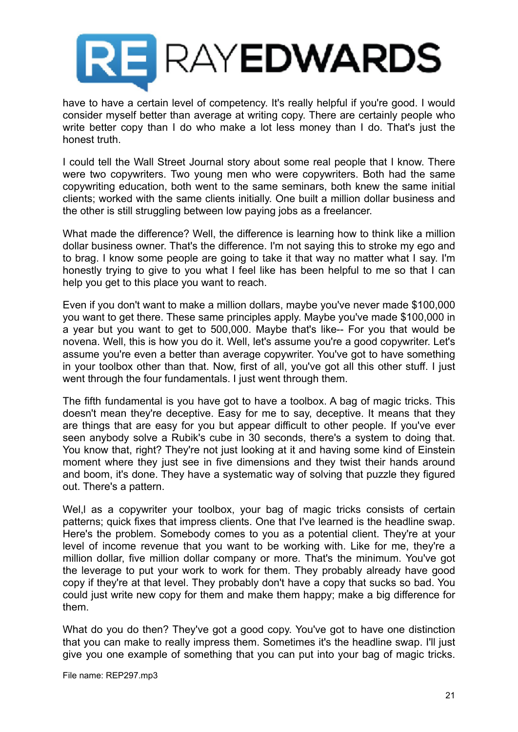have to have a certain level of competency. It's really helpful if you're good. I would consider myself better than average at writing copy. There are certainly people who write better copy than I do who make a lot less money than I do. That's just the honest truth.

I could tell the Wall Street Journal story about some real people that I know. There were two copywriters. Two young men who were copywriters. Both had the same copywriting education, both went to the same seminars, both knew the same initial clients; worked with the same clients initially. One built a million dollar business and the other is still struggling between low paying jobs as a freelancer.

What made the difference? Well, the difference is learning how to think like a million dollar business owner. That's the difference. I'm not saying this to stroke my ego and to brag. I know some people are going to take it that way no matter what I say. I'm honestly trying to give to you what I feel like has been helpful to me so that I can help you get to this place you want to reach.

Even if you don't want to make a million dollars, maybe you've never made $100,000 you want to get there. These same principles apply. Maybe you've made $100,000 in a year but you want to get to 500,000. Maybe that's like-- For you that would be novena. Well, this is how you do it. Well, let's assume you're a good copywriter. Let's assume you're even a better than average copywriter. You've got to have something in your toolbox other than that. Now, first of all, you've got all this other stuff. I just went through the four fundamentals. I just went through them.

The fifth fundamental is you have got to have a toolbox. A bag of magic tricks. This doesn't mean they're deceptive. Easy for me to say, deceptive. It means that they are things that are easy for you but appear difficult to other people. If you've ever seen anybody solve a Rubik's cube in 30 seconds, there's a system to doing that. You know that, right? They're not just looking at it and having some kind of Einstein moment where they just see in five dimensions and they twist their hands around and boom, it's done. They have a systematic way of solving that puzzle they figured out. There's a pattern.

Wel,l as a copywriter your toolbox, your bag of magic tricks consists of certain patterns; quick fixes that impress clients. One that I've learned is the headline swap. Here's the problem. Somebody comes to you as a potential client. They're at your level of income revenue that you want to be working with. Like for me, they're a million dollar, five million dollar company or more. That's the minimum. You've got the leverage to put your work to work for them. They probably already have good copy if they're at that level. They probably don't have a copy that sucks so bad. You could just write new copy for them and make them happy; make a big difference for them.

What do you do then? They've got a good copy. You've got to have one distinction that you can make to really impress them. Sometimes it's the headline swap. I'll just give you one example of something that you can put into your bag of magic tricks.

File name: REP297.mp3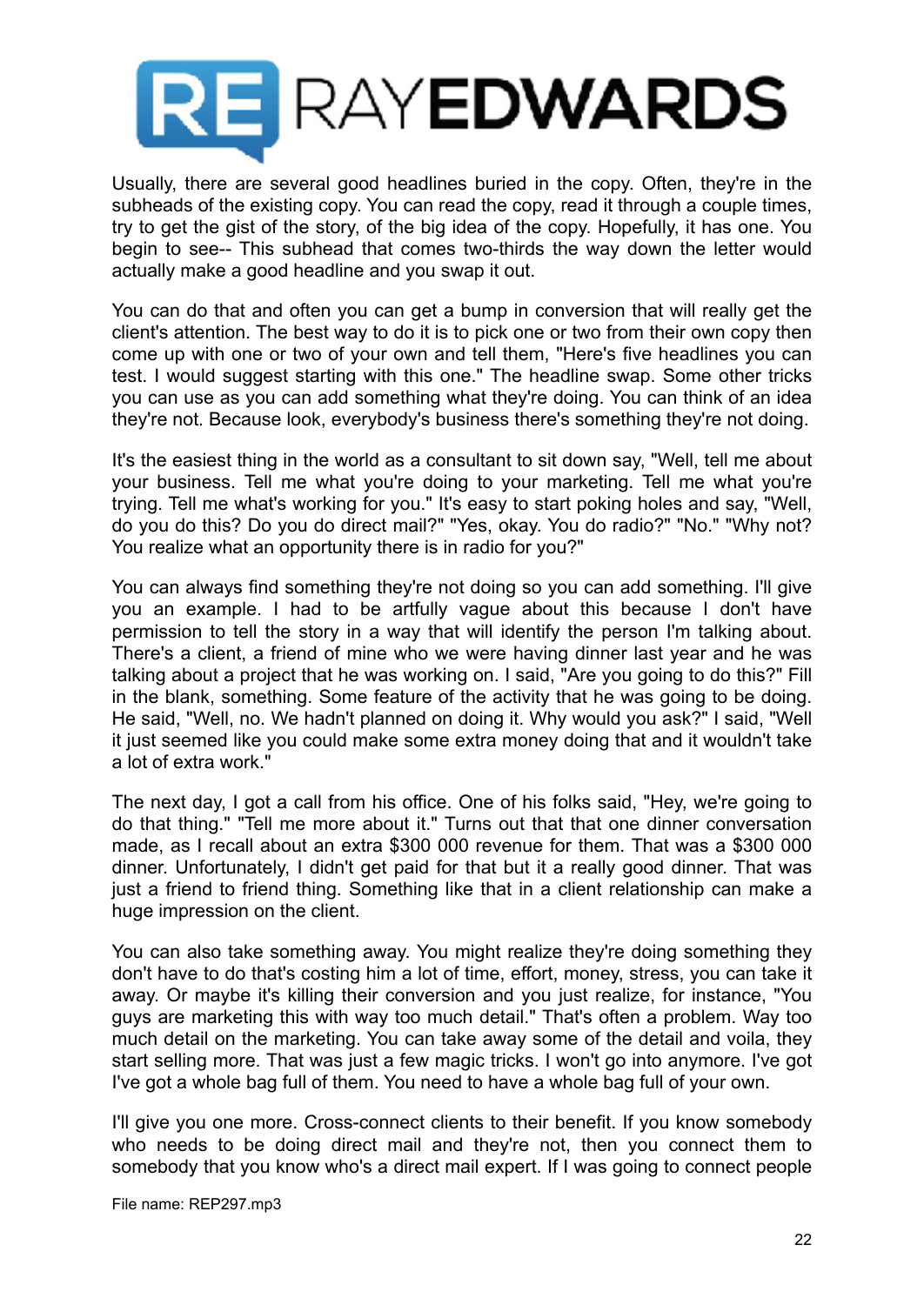Usually, there are several good headlines buried in the copy. Often, they're in the subheads of the existing copy. You can read the copy, read it through a couple times, try to get the gist of the story, of the big idea of the copy. Hopefully, it has one. You begin to see-- This subhead that comes two-thirds the way down the letter would actually make a good headline and you swap it out.

You can do that and often you can get a bump in conversion that will really get the client's attention. The best way to do it is to pick one or two from their own copy then come up with one or two of your own and tell them, "Here's five headlines you can test. I would suggest starting with this one." The headline swap. Some other tricks you can use as you can add something what they're doing. You can think of an idea they're not. Because look, everybody's business there's something they're not doing.

It's the easiest thing in the world as a consultant to sit down say, "Well, tell me about your business. Tell me what you're doing to your marketing. Tell me what you're trying. Tell me what's working for you." It's easy to start poking holes and say, "Well, do you do this? Do you do direct mail?" "Yes, okay. You do radio?" "No." "Why not? You realize what an opportunity there is in radio for you?"

You can always find something they're not doing so you can add something. I'll give you an example. I had to be artfully vague about this because I don't have permission to tell the story in a way that will identify the person I'm talking about. There's a client, a friend of mine who we were having dinner last year and he was talking about a project that he was working on. I said, "Are you going to do this?" Fill in the blank, something. Some feature of the activity that he was going to be doing. He said, "Well, no. We hadn't planned on doing it. Why would you ask?" I said, "Well it just seemed like you could make some extra money doing that and it wouldn't take a lot of extra work."

The next day, I got a call from his office. One of his folks said, "Hey, we're going to do that thing." "Tell me more about it." Turns out that that one dinner conversation made, as I recall about an extra $300 000 revenue for them. That was a $300 000 dinner. Unfortunately, I didn't get paid for that but it a really good dinner. That was just a friend to friend thing. Something like that in a client relationship can make a huge impression on the client.

You can also take something away. You might realize they're doing something they don't have to do that's costing him a lot of time, effort, money, stress, you can take it away. Or maybe it's killing their conversion and you just realize, for instance, "You guys are marketing this with way too much detail." That's often a problem. Way too much detail on the marketing. You can take away some of the detail and voila, they start selling more. That was just a few magic tricks. I won't go into anymore. I've got I've got a whole bag full of them. You need to have a whole bag full of your own.

I'll give you one more. Cross-connect clients to their benefit. If you know somebody who needs to be doing direct mail and they're not, then you connect them to somebody that you know who's a direct mail expert. If I was going to connect people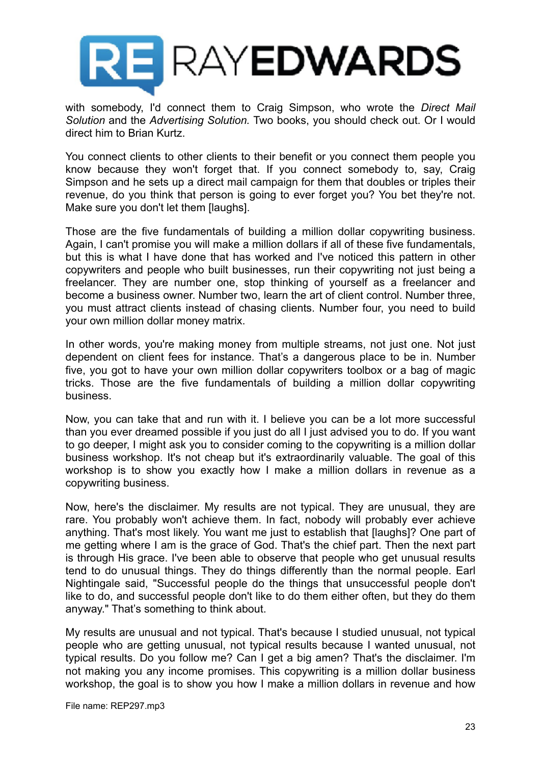with somebody, I'd connect them to Craig Simpson, who wrote the *Direct Mail Solution* and the *Advertising Solution.* Two books, you should check out. Or I would direct him to Brian Kurtz.

You connect clients to other clients to their benefit or you connect them people you know because they won't forget that. If you connect somebody to, say, Craig Simpson and he sets up a direct mail campaign for them that doubles or triples their revenue, do you think that person is going to ever forget you? You bet they're not. Make sure you don't let them [laughs].

Those are the five fundamentals of building a million dollar copywriting business. Again, I can't promise you will make a million dollars if all of these five fundamentals, but this is what I have done that has worked and I've noticed this pattern in other copywriters and people who built businesses, run their copywriting not just being a freelancer. They are number one, stop thinking of yourself as a freelancer and become a business owner. Number two, learn the art of client control. Number three, you must attract clients instead of chasing clients. Number four, you need to build your own million dollar money matrix.

In other words, you're making money from multiple streams, not just one. Not just dependent on client fees for instance. That's a dangerous place to be in. Number five, you got to have your own million dollar copywriters toolbox or a bag of magic tricks. Those are the five fundamentals of building a million dollar copywriting business.

Now, you can take that and run with it. I believe you can be a lot more successful than you ever dreamed possible if you just do all I just advised you to do. If you want to go deeper, I might ask you to consider coming to the copywriting is a million dollar business workshop. It's not cheap but it's extraordinarily valuable. The goal of this workshop is to show you exactly how I make a million dollars in revenue as a copywriting business.

Now, here's the disclaimer. My results are not typical. They are unusual, they are rare. You probably won't achieve them. In fact, nobody will probably ever achieve anything. That's most likely. You want me just to establish that [laughs]? One part of me getting where I am is the grace of God. That's the chief part. Then the next part is through His grace. I've been able to observe that people who get unusual results tend to do unusual things. They do things differently than the normal people. Earl Nightingale said, "Successful people do the things that unsuccessful people don't like to do, and successful people don't like to do them either often, but they do them anyway." That's something to think about.

My results are unusual and not typical. That's because I studied unusual, not typical people who are getting unusual, not typical results because I wanted unusual, not typical results. Do you follow me? Can I get a big amen? That's the disclaimer. I'm not making you any income promises. This copywriting is a million dollar business workshop, the goal is to show you how I make a million dollars in revenue and how

File name: REP297.mp3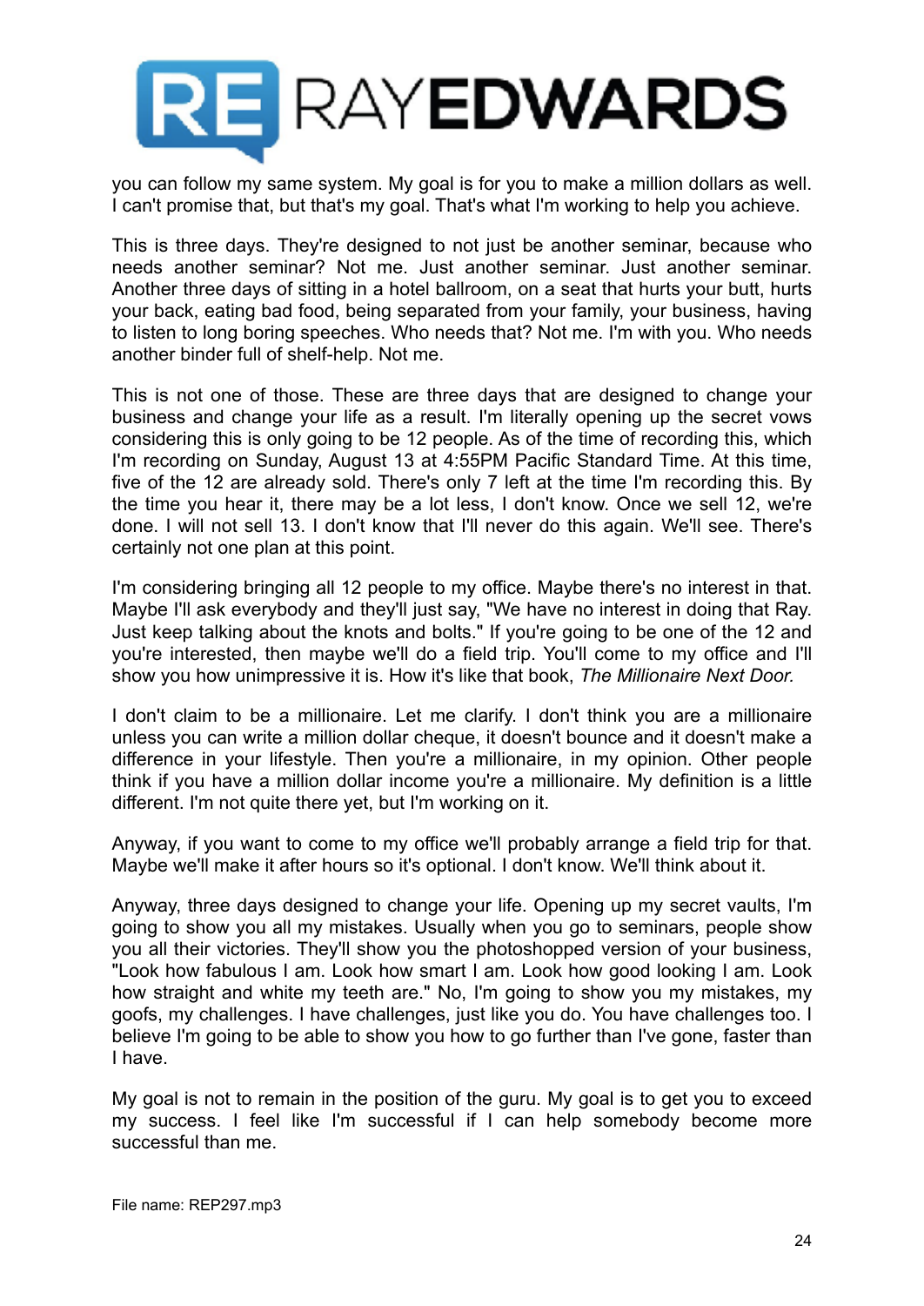you can follow my same system. My goal is for you to make a million dollars as well. I can't promise that, but that's my goal. That's what I'm working to help you achieve.

This is three days. They're designed to not just be another seminar, because who needs another seminar? Not me. Just another seminar. Just another seminar. Another three days of sitting in a hotel ballroom, on a seat that hurts your butt, hurts your back, eating bad food, being separated from your family, your business, having to listen to long boring speeches. Who needs that? Not me. I'm with you. Who needs another binder full of shelf-help. Not me.

This is not one of those. These are three days that are designed to change your business and change your life as a result. I'm literally opening up the secret vows considering this is only going to be 12 people. As of the time of recording this, which I'm recording on Sunday, August 13 at 4:55PM Pacific Standard Time. At this time, five of the 12 are already sold. There's only 7 left at the time I'm recording this. By the time you hear it, there may be a lot less, I don't know. Once we sell 12, we're done. I will not sell 13. I don't know that I'll never do this again. We'll see. There's certainly not one plan at this point.

I'm considering bringing all 12 people to my office. Maybe there's no interest in that. Maybe I'll ask everybody and they'll just say, "We have no interest in doing that Ray. Just keep talking about the knots and bolts." If you're going to be one of the 12 and you're interested, then maybe we'll do a field trip. You'll come to my office and I'll show you how unimpressive it is. How it's like that book, *The Millionaire Next Door*.

I don't claim to be a millionaire. Let me clarify. I don't think you are a millionaire unless you can write a million dollar cheque, it doesn't bounce and it doesn't make a difference in your lifestyle. Then you're a millionaire, in my opinion. Other people think if you have a million dollar income you're a millionaire. My definition is a little different. I'm not quite there yet, but I'm working on it.

Anyway, if you want to come to my office we'll probably arrange a field trip for that. Maybe we'll make it after hours so it's optional. I don't know. We'll think about it.

Anyway, three days designed to change your life. Opening up my secret vaults, I'm going to show you all my mistakes. Usually when you go to seminars, people show you all their victories. They'll show you the photoshopped version of your business, "Look how fabulous I am. Look how smart I am. Look how good looking I am. Look how straight and white my teeth are." No, I'm going to show you my mistakes, my goofs, my challenges. I have challenges, just like you do. You have challenges too. I believe I'm going to be able to show you how to go further than I've gone, faster than I have.

My goal is not to remain in the position of the guru. My goal is to get you to exceed my success. I feel like I'm successful if I can help somebody become more successful than me.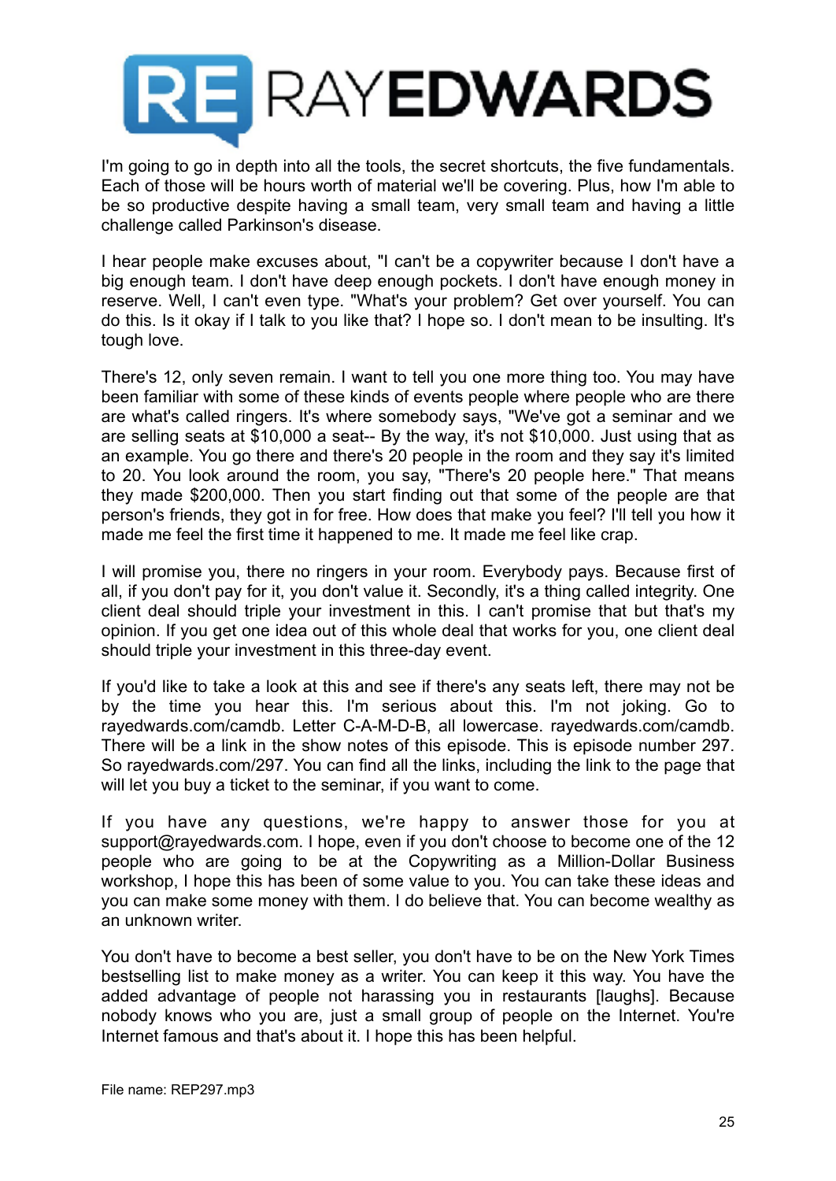I'm going to go in depth into all the tools, the secret shortcuts, the five fundamentals. Each of those will be hours worth of material we'll be covering. Plus, how I'm able to be so productive despite having a small team, very small team and having a little challenge called Parkinson's disease.

I hear people make excuses about, "I can't be a copywriter because I don't have a big enough team. I don't have deep enough pockets. I don't have enough money in reserve. Well, I can't even type. "What's your problem? Get over yourself. You can do this. Is it okay if I talk to you like that? I hope so. I don't mean to be insulting. It's tough love.

There's 12, only seven remain. I want to tell you one more thing too. You may have been familiar with some of these kinds of events people where people who are there are what's called ringers. It's where somebody says, "We've got a seminar and we are selling seats at $10,000 a seat-- By the way, it's not $10,000. Just using that as an example. You go there and there's 20 people in the room and they say it's limited to 20. You look around the room, you say, "There's 20 people here." That means they made $200,000. Then you start finding out that some of the people are that person's friends, they got in for free. How does that make you feel? I'll tell you how it made me feel the first time it happened to me. It made me feel like crap.

I will promise you, there no ringers in your room. Everybody pays. Because first of all, if you don't pay for it, you don't value it. Secondly, it's a thing called integrity. One client deal should triple your investment in this. I can't promise that but that's my opinion. If you get one idea out of this whole deal that works for you, one client deal should triple your investment in this three-day event.

If you'd like to take a look at this and see if there's any seats left, there may not be by the time you hear this. I'm serious about this. I'm not joking. Go to rayedwards.com/camdb. Letter C-A-M-D-B, all lowercase. rayedwards.com/camdb. There will be a link in the show notes of this episode. This is episode number 297. So rayedwards.com/297. You can find all the links, including the link to the page that will let you buy a ticket to the seminar, if you want to come.

If you have any questions, we're happy to answer those for you at support@rayedwards.com. I hope, even if you don't choose to become one of the 12 people who are going to be at the Copywriting as a Million-Dollar Business workshop, I hope this has been of some value to you. You can take these ideas and you can make some money with them. I do believe that. You can become wealthy as an unknown writer.

You don't have to become a best seller, you don't have to be on the New York Times bestselling list to make money as a writer. You can keep it this way. You have the added advantage of people not harassing you in restaurants [laughs]. Because nobody knows who you are, just a small group of people on the Internet. You're Internet famous and that's about it. I hope this has been helpful.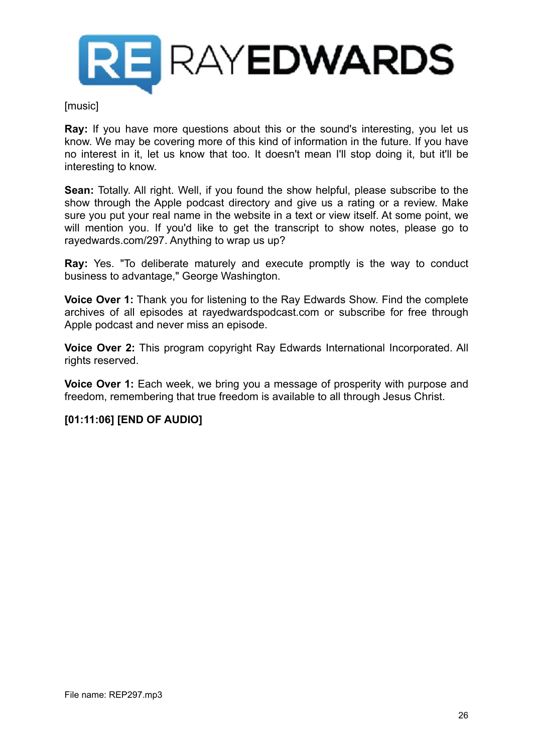[music]

**Ray:** If you have more questions about this or the sound's interesting, you let us know. We may be covering more of this kind of information in the future. If you have no interest in it, let us know that too. It doesn't mean I'll stop doing it, but it'll be interesting to know.

**Sean:** Totally. All right. Well, if you found the show helpful, please subscribe to the show through the Apple podcast directory and give us a rating or a review. Make sure you put your real name in the website in a text or view itself. At some point, we will mention you. If you'd like to get the transcript to show notes, please go to rayedwards.com/297. Anything to wrap us up?

**Ray:** Yes. "To deliberate maturely and execute promptly is the way to conduct business to advantage," George Washington.

**Voice Over 1:** Thank you for listening to the Ray Edwards Show. Find the complete archives of all episodes at rayedwardspodcast.com or subscribe for free through Apple podcast and never miss an episode.

**Voice Over 2:** This program copyright Ray Edwards International Incorporated. All rights reserved.

**Voice Over 1:** Each week, we bring you a message of prosperity with purpose and freedom, remembering that true freedom is available to all through Jesus Christ.

**[01:11:06] [END OF AUDIO]**

File name: REP297.mp3